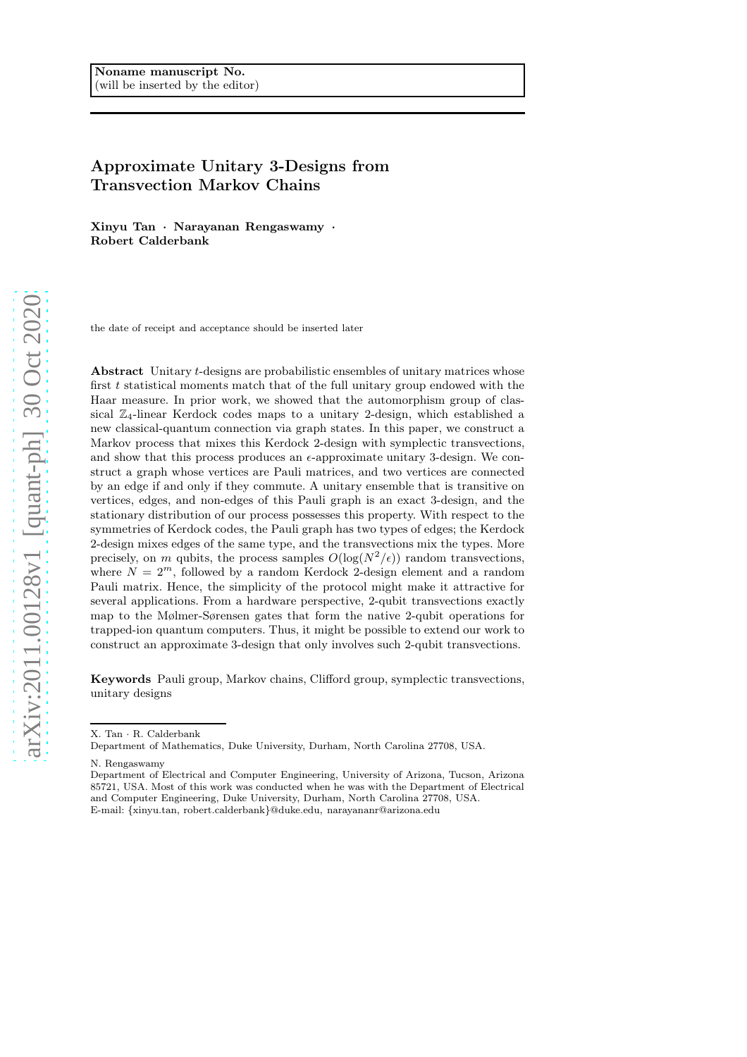Noname manuscript No.
(will be inserted by the editor)

# Approximate Unitary 3-Designs from Transvection Markov Chains

**Xinyu Tan · Narayanan Rengaswamy · Robert Calderbank**

the date of receipt and acceptance should be inserted later

**Abstract** Unitary $t$-designs are probabilistic ensembles of unitary matrices whose first $t$ statistical moments match that of the full unitary group endowed with the Haar measure. In prior work, we showed that the automorphism group of classical $\mathbb{Z}_4$-linear Kerdock codes maps to a unitary 2-design, which established a new classical-quantum connection via graph states. In this paper, we construct a Markov process that mixes this Kerdock 2-design with symplectic transvections, and show that this process produces an $\epsilon$-approximate unitary 3-design. We construct a graph whose vertices are Pauli matrices, and two vertices are connected by an edge if and only if they commute. A unitary ensemble that is transitive on vertices, edges, and non-edges of this Pauli graph is an exact 3-design, and the stationary distribution of our process possesses this property. With respect to the symmetries of Kerdock codes, the Pauli graph has two types of edges; the Kerdock 2-design mixes edges of the same type, and the transvections mix the types. More precisely, on $m$ qubits, the process samples $O(\log(N^2/\epsilon))$ random transvections, where $N = 2^m$, followed by a random Kerdock 2-design element and a random Pauli matrix. Hence, the simplicity of the protocol might make it attractive for several applications. From a hardware perspective, 2-qubit transvections exactly map to the Mølmer-Sørensen gates that form the native 2-qubit operations for trapped-ion quantum computers. Thus, it might be possible to extend our work to construct an approximate 3-design that only involves such 2-qubit transvections.

**Keywords** Pauli group, Markov chains, Clifford group, symplectic transvections, unitary designs

---

X. Tan · R. Calderbank
Department of Mathematics, Duke University, Durham, North Carolina 27708, USA.

N. Rengaswamy
Department of Electrical and Computer Engineering, University of Arizona, Tucson, Arizona 85721, USA. Most of this work was conducted when he was with the Department of Electrical and Computer Engineering, Duke University, Durham, North Carolina 27708, USA.
E-mail: {xinyu.tan, robert.calderbank}@duke.edu, narayananr@arizona.edu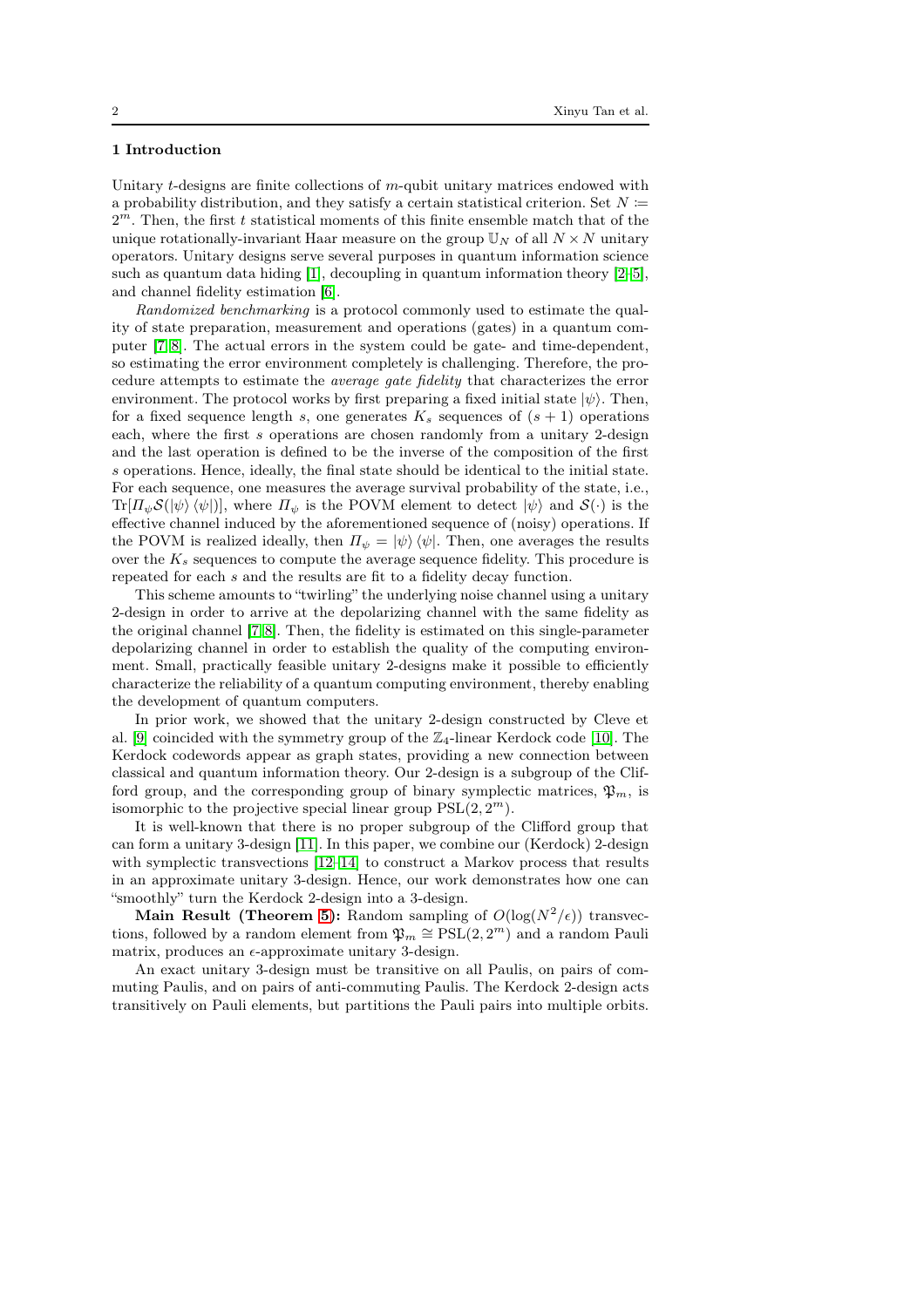## 1 Introduction

Unitary $t$-designs are finite collections of $m$-qubit unitary matrices endowed with a probability distribution, and they satisfy a certain statistical criterion. Set $N := 2^m$. Then, the first $t$ statistical moments of this finite ensemble match that of the unique rotationally-invariant Haar measure on the group $\mathbb{U}_N$ of all $N \times N$ unitary operators. Unitary designs serve several purposes in quantum information science such as quantum data hiding [1], decoupling in quantum information theory [2–5], and channel fidelity estimation [6].

*Randomized benchmarking* is a protocol commonly used to estimate the quality of state preparation, measurement and operations (gates) in a quantum computer [7,8]. The actual errors in the system could be gate- and time-dependent, so estimating the error environment completely is challenging. Therefore, the procedure attempts to estimate the *average gate fidelity* that characterizes the error environment. The protocol works by first preparing a fixed initial state $|\psi\rangle$. Then, for a fixed sequence length $s$, one generates $K_s$ sequences of $(s+1)$ operations each, where the first $s$ operations are chosen randomly from a unitary 2-design and the last operation is defined to be the inverse of the composition of the first $s$ operations. Hence, ideally, the final state should be identical to the initial state. For each sequence, one measures the average survival probability of the state, i.e., $\mathrm{Tr}[\varPi_\psi \mathcal{S}(|\psi\rangle\langle\psi|)]$, where $\varPi_\psi$ is the POVM element to detect $|\psi\rangle$ and $\mathcal{S}(\cdot)$ is the effective channel induced by the aforementioned sequence of (noisy) operations. If the POVM is realized ideally, then $\varPi_\psi = |\psi\rangle\langle\psi|$. Then, one averages the results over the $K_s$ sequences to compute the average sequence fidelity. This procedure is repeated for each $s$ and the results are fit to a fidelity decay function.

This scheme amounts to "twirling" the underlying noise channel using a unitary 2-design in order to arrive at the depolarizing channel with the same fidelity as the original channel [7,8]. Then, the fidelity is estimated on this single-parameter depolarizing channel in order to establish the quality of the computing environment. Small, practically feasible unitary 2-designs make it possible to efficiently characterize the reliability of a quantum computing environment, thereby enabling the development of quantum computers.

In prior work, we showed that the unitary 2-design constructed by Cleve et al. [9] coincided with the symmetry group of the $\mathbb{Z}_4$-linear Kerdock code [10]. The Kerdock codewords appear as graph states, providing a new connection between classical and quantum information theory. Our 2-design is a subgroup of the Clifford group, and the corresponding group of binary symplectic matrices, $\mathfrak{P}_m$, is isomorphic to the projective special linear group $\mathrm{PSL}(2, 2^m)$.

It is well-known that there is no proper subgroup of the Clifford group that can form a unitary 3-design [11]. In this paper, we combine our (Kerdock) 2-design with symplectic transvections [12–14] to construct a Markov process that results in an approximate unitary 3-design. Hence, our work demonstrates how one can "smoothly" turn the Kerdock 2-design into a 3-design.

**Main Result (Theorem 5):** Random sampling of $O(\log(N^2/\epsilon))$ transvections, followed by a random element from $\mathfrak{P}_m \cong \mathrm{PSL}(2, 2^m)$ and a random Pauli matrix, produces an $\epsilon$-approximate unitary 3-design.

An exact unitary 3-design must be transitive on all Paulis, on pairs of commuting Paulis, and on pairs of anti-commuting Paulis. The Kerdock 2-design acts transitively on Pauli elements, but partitions the Pauli pairs into multiple orbits.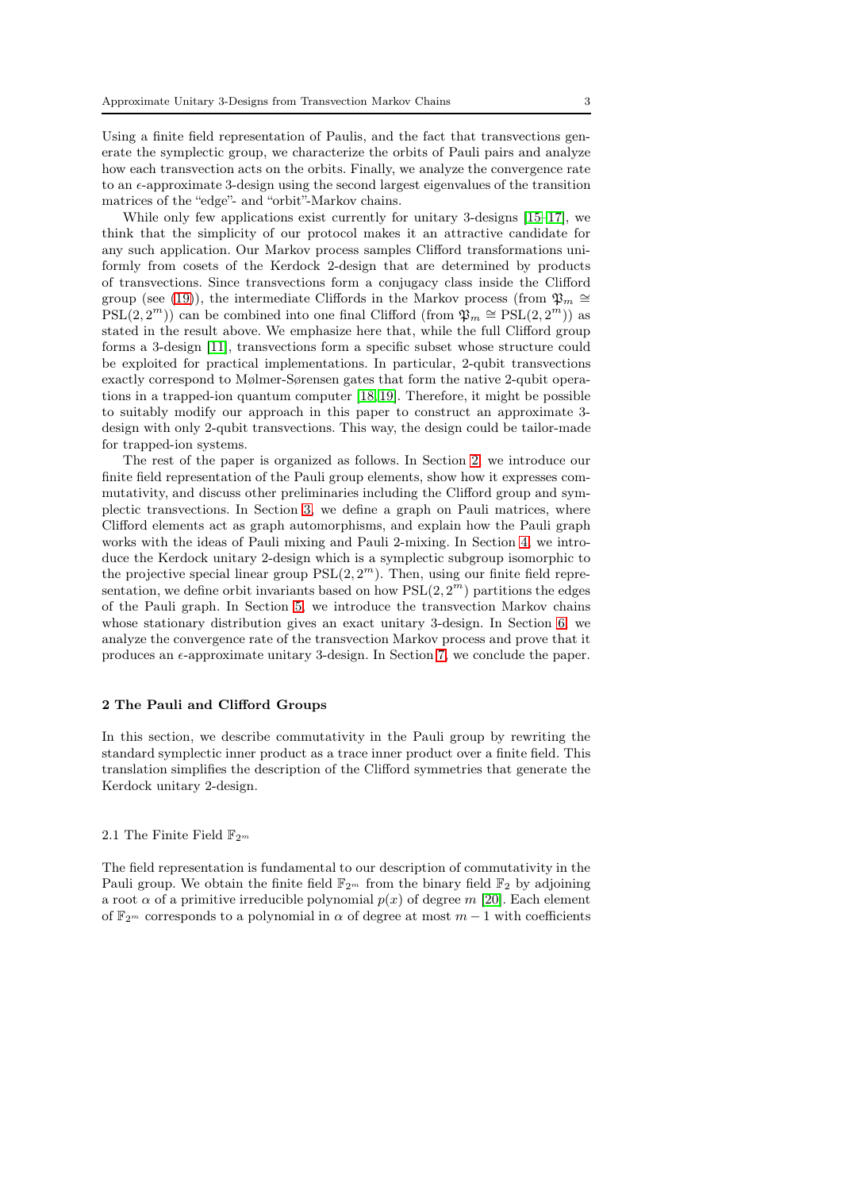Using a finite field representation of Paulis, and the fact that transvections generate the symplectic group, we characterize the orbits of Pauli pairs and analyze how each transvection acts on the orbits. Finally, we analyze the convergence rate to an $\epsilon$-approximate 3-design using the second largest eigenvalues of the transition matrices of the "edge"- and "orbit"-Markov chains.

While only few applications exist currently for unitary 3-designs [15–17], we think that the simplicity of our protocol makes it an attractive candidate for any such application. Our Markov process samples Clifford transformations uniformly from cosets of the Kerdock 2-design that are determined by products of transvections. Since transvections form a conjugacy class inside the Clifford group (see (19)), the intermediate Cliffords in the Markov process (from $\mathfrak{P}_m \cong \mathrm{PSL}(2, 2^m)$) can be combined into one final Clifford (from $\mathfrak{P}_m \cong \mathrm{PSL}(2, 2^m)$) as stated in the result above. We emphasize here that, while the full Clifford group forms a 3-design [11], transvections form a specific subset whose structure could be exploited for practical implementations. In particular, 2-qubit transvections exactly correspond to Mølmer-Sørensen gates that form the native 2-qubit operations in a trapped-ion quantum computer [18, 19]. Therefore, it might be possible to suitably modify our approach in this paper to construct an approximate 3-design with only 2-qubit transvections. This way, the design could be tailor-made for trapped-ion systems.

The rest of the paper is organized as follows. In Section 2, we introduce our finite field representation of the Pauli group elements, show how it expresses commutativity, and discuss other preliminaries including the Clifford group and symplectic transvections. In Section 3, we define a graph on Pauli matrices, where Clifford elements act as graph automorphisms, and explain how the Pauli graph works with the ideas of Pauli mixing and Pauli 2-mixing. In Section 4, we introduce the Kerdock unitary 2-design which is a symplectic subgroup isomorphic to the projective special linear group $\mathrm{PSL}(2, 2^m)$. Then, using our finite field representation, we define orbit invariants based on how $\mathrm{PSL}(2, 2^m)$ partitions the edges of the Pauli graph. In Section 5, we introduce the transvection Markov chains whose stationary distribution gives an exact unitary 3-design. In Section 6, we analyze the convergence rate of the transvection Markov process and prove that it produces an $\epsilon$-approximate unitary 3-design. In Section 7, we conclude the paper.

## 2 The Pauli and Clifford Groups

In this section, we describe commutativity in the Pauli group by rewriting the standard symplectic inner product as a trace inner product over a finite field. This translation simplifies the description of the Clifford symmetries that generate the Kerdock unitary 2-design.

### 2.1 The Finite Field $\mathbb{F}_{2^m}$

The field representation is fundamental to our description of commutativity in the Pauli group. We obtain the finite field $\mathbb{F}_{2^m}$ from the binary field $\mathbb{F}_2$ by adjoining a root $\alpha$ of a primitive irreducible polynomial $p(x)$ of degree $m$ [20]. Each element of $\mathbb{F}_{2^m}$ corresponds to a polynomial in $\alpha$ of degree at most $m - 1$ with coefficients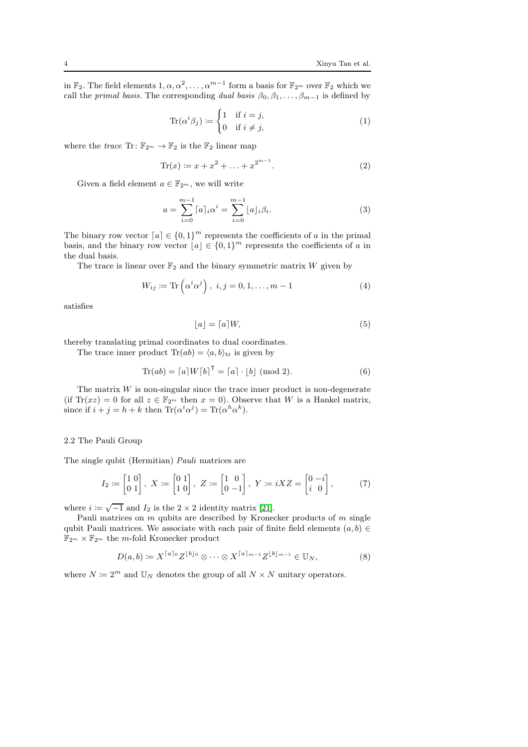in $\mathbb{F}_2$. The field elements $1, \alpha, \alpha^2, \ldots, \alpha^{m-1}$ form a basis for $\mathbb{F}_{2^m}$ over $\mathbb{F}_2$ which we call the *primal basis*. The corresponding *dual basis* $\beta_0, \beta_1, \ldots, \beta_{m-1}$ is defined by

$$\mathrm{Tr}(\alpha^i \beta_j) \coloneqq \begin{cases} 1 & \text{if } i = j, \\ 0 & \text{if } i \neq j, \end{cases} \tag{1}$$

where the *trace* $\mathrm{Tr}\colon \mathbb{F}_{2^m} \to \mathbb{F}_2$ is the $\mathbb{F}_2$ linear map

$$\mathrm{Tr}(x) \coloneqq x + x^2 + \ldots + x^{2^{m-1}}. \tag{2}$$

Given a field element $a \in \mathbb{F}_{2^m}$, we will write

$$a = \sum_{i=0}^{m-1} \lceil a \rceil_i \alpha^i = \sum_{i=0}^{m-1} \lfloor a \rfloor_i \beta_i. \tag{3}$$

The binary row vector $\lceil a \rceil \in \{0,1\}^m$ represents the coefficients of $a$ in the primal basis, and the binary row vector $\lfloor a \rfloor \in \{0,1\}^m$ represents the coefficients of $a$ in the dual basis.

The trace is linear over $\mathbb{F}_2$ and the binary symmetric matrix $W$ given by

$$W_{ij} \coloneqq \mathrm{Tr}\left(\alpha^i \alpha^j\right), \; i,j = 0,1,\ldots,m-1 \tag{4}$$

satisfies

$$\lfloor a \rfloor = \lceil a \rceil W, \tag{5}$$

thereby translating primal coordinates to dual coordinates.

The trace inner product $\mathrm{Tr}(ab) = \langle a, b \rangle_{\mathrm{tr}}$ is given by

$$\mathrm{Tr}(ab) = \lceil a \rceil W \lceil b \rceil^{\mathsf{T}} = \lceil a \rceil \cdot \lfloor b \rfloor \pmod 2. \tag{6}$$

The matrix $W$ is non-singular since the trace inner product is non-degenerate (if $\mathrm{Tr}(xz) = 0$ for all $z \in \mathbb{F}_{2^m}$ then $x = 0$). Observe that $W$ is a Hankel matrix, since if $i + j = h + k$ then $\mathrm{Tr}(\alpha^i \alpha^j) = \mathrm{Tr}(\alpha^h \alpha^k)$.

## 2.2 The Pauli Group

The single qubit (Hermitian) *Pauli* matrices are

$$I_2 \coloneqq \begin{bmatrix} 1 & 0 \\ 0 & 1 \end{bmatrix}, \; X \coloneqq \begin{bmatrix} 0 & 1 \\ 1 & 0 \end{bmatrix}, \; Z \coloneqq \begin{bmatrix} 1 & 0 \\ 0 & -1 \end{bmatrix}, \; Y \coloneqq iXZ = \begin{bmatrix} 0 & -i \\ i & 0 \end{bmatrix}, \tag{7}$$

where $i \coloneqq \sqrt{-1}$ and $I_2$ is the $2 \times 2$ identity matrix [21].

Pauli matrices on $m$ qubits are described by Kronecker products of $m$ single qubit Pauli matrices. We associate with each pair of finite field elements $(a, b) \in \mathbb{F}_{2^m} \times \mathbb{F}_{2^m}$ the $m$-fold Kronecker product

$$D(a,b) \coloneqq X^{\lceil a \rceil_0} Z^{\lfloor b \rfloor_0} \otimes \cdots \otimes X^{\lceil a \rceil_{m-1}} Z^{\lfloor b \rfloor_{m-1}} \in \mathbb{U}_N, \tag{8}$$

where $N \coloneqq 2^m$ and $\mathbb{U}_N$ denotes the group of all $N \times N$ unitary operators.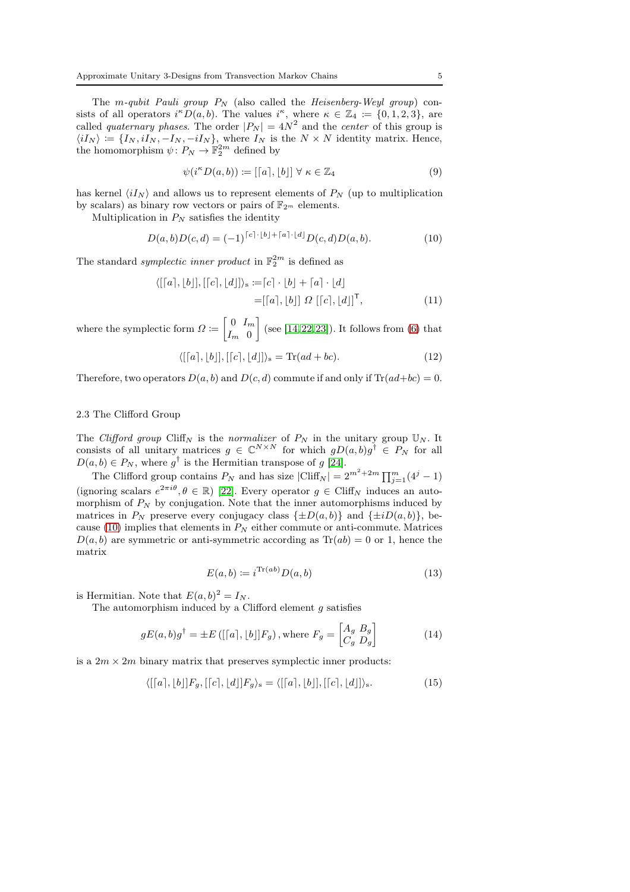The $m$-*qubit Pauli group* $P_N$ (also called the *Heisenberg-Weyl group*) consists of all operators $i^\kappa D(a,b)$. The values $i^\kappa$, where $\kappa \in \mathbb{Z}_4 := \{0,1,2,3\}$, are called *quaternary phases*. The order $|P_N| = 4N^2$ and the *center* of this group is $\langle iI_N \rangle := \{I_N, iI_N, -I_N, -iI_N\}$, where $I_N$ is the $N \times N$ identity matrix. Hence, the homomorphism $\psi \colon P_N \to \mathbb{F}_2^{2m}$ defined by

$$\psi(i^\kappa D(a,b)) := [\lceil a \rceil, \lfloor b \rfloor] \;\forall\, \kappa \in \mathbb{Z}_4 \tag{9}$$

has kernel $\langle iI_N \rangle$ and allows us to represent elements of $P_N$ (up to multiplication by scalars) as binary row vectors or pairs of $\mathbb{F}_{2^m}$ elements.

Multiplication in $P_N$ satisfies the identity

$$D(a,b)D(c,d) = (-1)^{\lceil c \rceil \cdot \lfloor b \rfloor + \lceil a \rceil \cdot \lfloor d \rfloor} D(c,d)D(a,b). \tag{10}$$

The standard *symplectic inner product* in $\mathbb{F}_2^{2m}$ is defined as

$$\begin{aligned}\langle [\lceil a \rceil, \lfloor b \rfloor], [\lceil c \rceil, \lfloor d \rfloor] \rangle_{\mathrm{s}} :=& \lceil c \rceil \cdot \lfloor b \rfloor + \lceil a \rceil \cdot \lfloor d \rfloor \\ =& [\lceil a \rceil, \lfloor b \rfloor] \;\Omega\; [\lceil c \rceil, \lfloor d \rfloor]^{\mathsf{T}},\end{aligned} \tag{11}$$

where the symplectic form $\Omega := \begin{bmatrix} 0 & I_m \\ I_m & 0 \end{bmatrix}$ (see [14,22,23]). It follows from (6) that

$$\langle [\lceil a \rceil, \lfloor b \rfloor], [\lceil c \rceil, \lfloor d \rfloor] \rangle_{\mathrm{s}} = \mathrm{Tr}(ad + bc). \tag{12}$$

Therefore, two operators $D(a,b)$ and $D(c,d)$ commute if and only if $\mathrm{Tr}(ad+bc) = 0$.

## 2.3 The Clifford Group

The *Clifford group* $\mathrm{Cliff}_N$ is the *normalizer* of $P_N$ in the unitary group $\mathbb{U}_N$. It consists of all unitary matrices $g \in \mathbb{C}^{N \times N}$ for which $gD(a,b)g^\dagger \in P_N$ for all $D(a,b) \in P_N$, where $g^\dagger$ is the Hermitian transpose of $g$ [24].

The Clifford group contains $P_N$ and has size $|\mathrm{Cliff}_N| = 2^{m^2+2m} \prod_{j=1}^{m} (4^j - 1)$ (ignoring scalars $e^{2\pi i \theta}, \theta \in \mathbb{R}$) [22]. Every operator $g \in \mathrm{Cliff}_N$ induces an automorphism of $P_N$ by conjugation. Note that the inner automorphisms induced by matrices in $P_N$ preserve every conjugacy class $\{\pm D(a,b)\}$ and $\{\pm iD(a,b)\}$, because (10) implies that elements in $P_N$ either commute or anti-commute. Matrices $D(a,b)$ are symmetric or anti-symmetric according as $\mathrm{Tr}(ab) = 0$ or $1$, hence the matrix

$$E(a,b) := i^{\mathrm{Tr}(ab)} D(a,b) \tag{13}$$

is Hermitian. Note that $E(a,b)^2 = I_N$.

The automorphism induced by a Clifford element $g$ satisfies

$$gE(a,b)g^\dagger = \pm E\left([\lceil a \rceil, \lfloor b \rfloor] F_g\right), \text{where } F_g = \begin{bmatrix} A_g & B_g \\ C_g & D_g \end{bmatrix} \tag{14}$$

is a $2m \times 2m$ binary matrix that preserves symplectic inner products:

$$\langle [\lceil a \rceil, \lfloor b \rfloor] F_g, [\lceil c \rceil, \lfloor d \rfloor] F_g \rangle_{\mathrm{s}} = \langle [\lceil a \rceil, \lfloor b \rfloor], [\lceil c \rceil, \lfloor d \rfloor] \rangle_{\mathrm{s}}. \tag{15}$$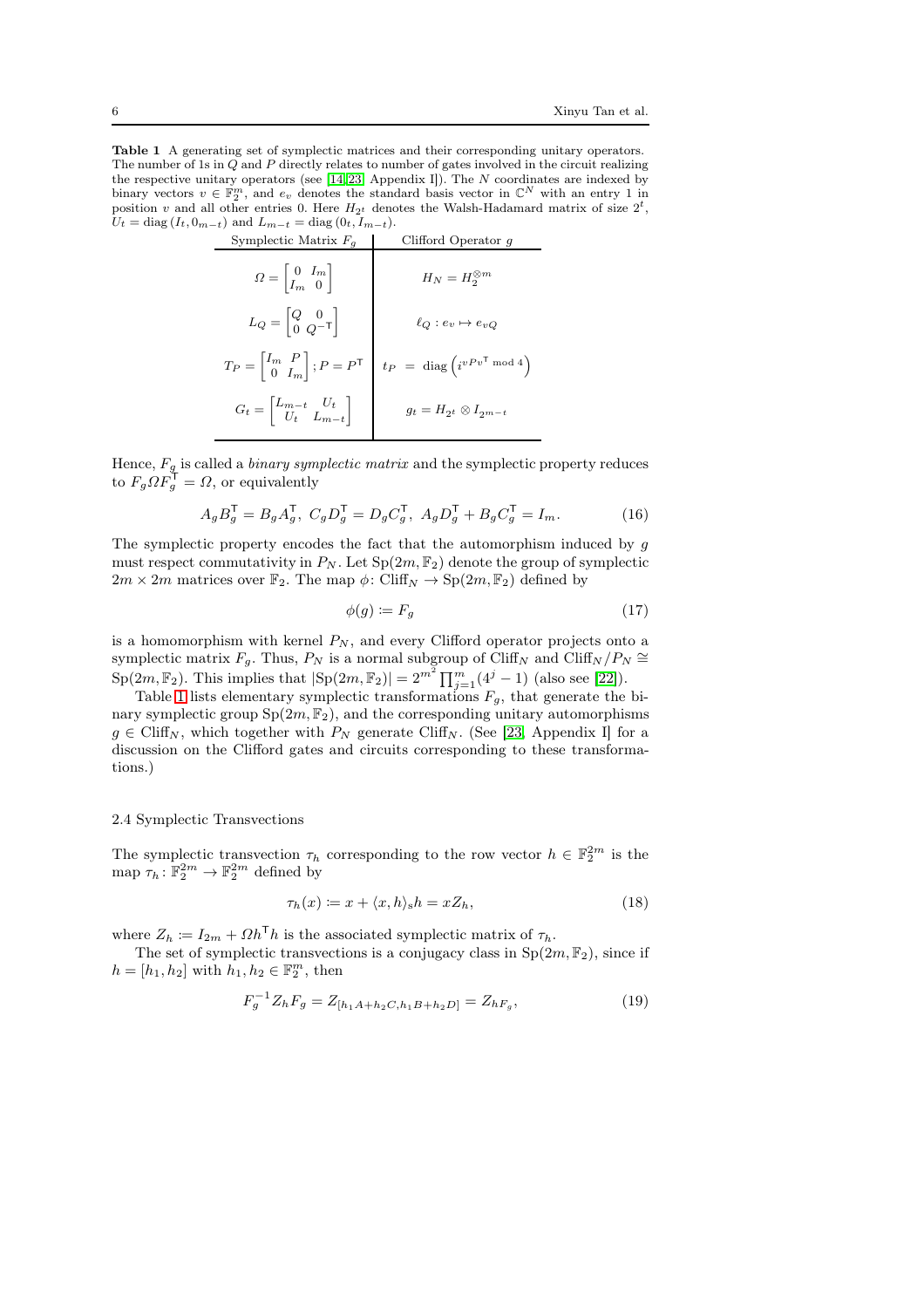**Table 1** A generating set of symplectic matrices and their corresponding unitary operators. The number of 1s in $Q$ and $P$ directly relates to number of gates involved in the circuit realizing the respective unitary operators (see [14, 23, Appendix I]). The $N$ coordinates are indexed by binary vectors $v \in \mathbb{F}_2^m$, and $e_v$ denotes the standard basis vector in $\mathbb{C}^N$ with an entry 1 in position $v$ and all other entries 0. Here $H_{2^t}$ denotes the Walsh-Hadamard matrix of size $2^t$, $U_t = \text{diag}(I_t, 0_{m-t})$ and $L_{m-t} = \text{diag}(0_t, I_{m-t})$.

| Symplectic Matrix $F_g$ | Clifford Operator $g$ |
|---|---|
| $\Omega = \begin{bmatrix} 0 & I_m \\ I_m & 0 \end{bmatrix}$ | $H_N = H_2^{\otimes m}$ |
| $L_Q = \begin{bmatrix} Q & 0 \\ 0 & Q^{-\mathsf{T}} \end{bmatrix}$ | $\ell_Q : e_v \mapsto e_{vQ}$ |
| $T_P = \begin{bmatrix} I_m & P \\ 0 & I_m \end{bmatrix}; P = P^{\mathsf{T}}$ | $t_P = \text{diag}\left(i^{vPv^{\mathsf{T}} \bmod 4}\right)$ |
| $G_t = \begin{bmatrix} L_{m-t} & U_t \\ U_t & L_{m-t} \end{bmatrix}$ | $g_t = H_{2^t} \otimes I_{2^{m-t}}$ |

Hence, $F_g$ is called a *binary symplectic matrix* and the symplectic property reduces to $F_g \Omega F_g^{\mathsf{T}} = \Omega$, or equivalently

$$A_g B_g^{\mathsf{T}} = B_g A_g^{\mathsf{T}},\ C_g D_g^{\mathsf{T}} = D_g C_g^{\mathsf{T}},\ A_g D_g^{\mathsf{T}} + B_g C_g^{\mathsf{T}} = I_m. \tag{16}$$

The symplectic property encodes the fact that the automorphism induced by $g$ must respect commutativity in $P_N$. Let $\text{Sp}(2m, \mathbb{F}_2)$ denote the group of symplectic $2m \times 2m$ matrices over $\mathbb{F}_2$. The map $\phi\colon \text{Cliff}_N \to \text{Sp}(2m, \mathbb{F}_2)$ defined by

$$\phi(g) \coloneqq F_g \tag{17}$$

is a homomorphism with kernel $P_N$, and every Clifford operator projects onto a symplectic matrix $F_g$. Thus, $P_N$ is a normal subgroup of $\text{Cliff}_N$ and $\text{Cliff}_N/P_N \cong \text{Sp}(2m, \mathbb{F}_2)$. This implies that $|\text{Sp}(2m, \mathbb{F}_2)| = 2^{m^2} \prod_{j=1}^{m} (4^j - 1)$ (also see [22]).

Table 1 lists elementary symplectic transformations $F_g$, that generate the binary symplectic group $\text{Sp}(2m, \mathbb{F}_2)$, and the corresponding unitary automorphisms $g \in \text{Cliff}_N$, which together with $P_N$ generate $\text{Cliff}_N$. (See [23, Appendix I] for a discussion on the Clifford gates and circuits corresponding to these transformations.)

### 2.4 Symplectic Transvections

The symplectic transvection $\tau_h$ corresponding to the row vector $h \in \mathbb{F}_2^{2m}$ is the map $\tau_h\colon \mathbb{F}_2^{2m} \to \mathbb{F}_2^{2m}$ defined by

$$\tau_h(x) \coloneqq x + \langle x, h \rangle_s h = x Z_h, \tag{18}$$

where $Z_h \coloneqq I_{2m} + \Omega h^{\mathsf{T}} h$ is the associated symplectic matrix of $\tau_h$.

The set of symplectic transvections is a conjugacy class in $\text{Sp}(2m, \mathbb{F}_2)$, since if $h = [h_1, h_2]$ with $h_1, h_2 \in \mathbb{F}_2^m$, then

$$F_g^{-1} Z_h F_g = Z_{[h_1 A + h_2 C, h_1 B + h_2 D]} = Z_{h F_g}, \tag{19}$$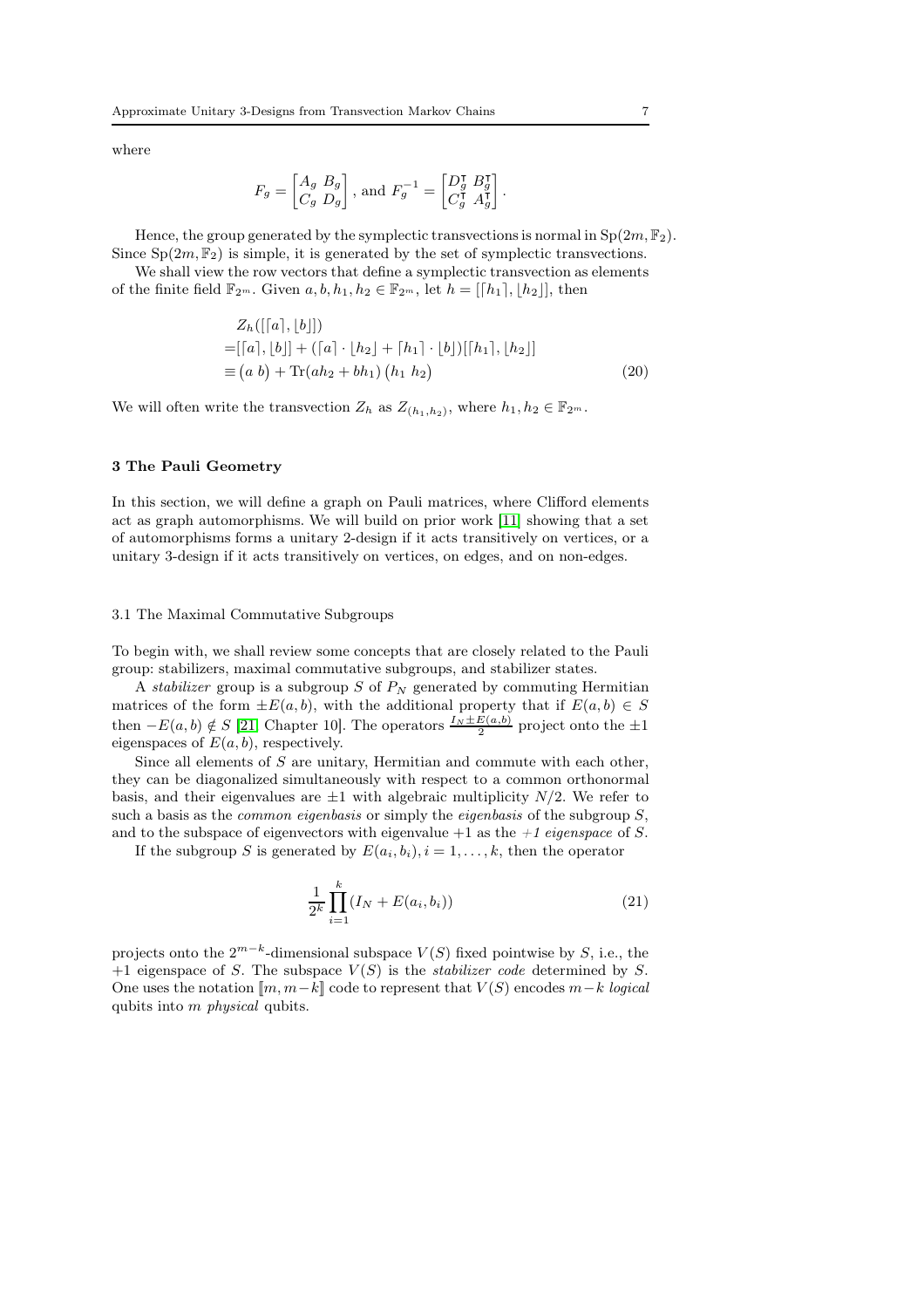where

$$F_g = \begin{bmatrix} A_g & B_g \\ C_g & D_g \end{bmatrix}, \text{ and } F_g^{-1} = \begin{bmatrix} D_g^\intercal & B_g^\intercal \\ C_g^\intercal & A_g^\intercal \end{bmatrix}.$$

Hence, the group generated by the symplectic transvections is normal in $\mathrm{Sp}(2m, \mathbb{F}_2)$. Since $\mathrm{Sp}(2m, \mathbb{F}_2)$ is simple, it is generated by the set of symplectic transvections.

We shall view the row vectors that define a symplectic transvection as elements of the finite field $\mathbb{F}_{2^m}$. Given $a, b, h_1, h_2 \in \mathbb{F}_{2^m}$, let $h = [\lceil h_1 \rceil, \lfloor h_2 \rfloor]$, then

$$\begin{aligned}
&Z_h([\lceil a \rceil, \lfloor b \rfloor]) \\
=&[\lceil a \rceil, \lfloor b \rfloor] + (\lceil a \rceil \cdot \lfloor h_2 \rfloor + \lceil h_1 \rceil \cdot \lfloor b \rfloor)[\lceil h_1 \rceil, \lfloor h_2 \rfloor] \\
\equiv &\begin{pmatrix} a & b \end{pmatrix} + \mathrm{Tr}(a h_2 + b h_1) \begin{pmatrix} h_1 & h_2 \end{pmatrix}
\end{aligned} \tag{20}$$

We will often write the transvection $Z_h$ as $Z_{(h_1,h_2)}$, where $h_1, h_2 \in \mathbb{F}_{2^m}$.

## 3 The Pauli Geometry

In this section, we will define a graph on Pauli matrices, where Clifford elements act as graph automorphisms. We will build on prior work [11] showing that a set of automorphisms forms a unitary 2-design if it acts transitively on vertices, or a unitary 3-design if it acts transitively on vertices, on edges, and on non-edges.

### 3.1 The Maximal Commutative Subgroups

To begin with, we shall review some concepts that are closely related to the Pauli group: stabilizers, maximal commutative subgroups, and stabilizer states.

A *stabilizer* group is a subgroup $S$ of $P_N$ generated by commuting Hermitian matrices of the form $\pm E(a, b)$, with the additional property that if $E(a, b) \in S$ then $-E(a, b) \notin S$ [21, Chapter 10]. The operators $\frac{I_N \pm E(a,b)}{2}$ project onto the $\pm 1$ eigenspaces of $E(a, b)$, respectively.

Since all elements of $S$ are unitary, Hermitian and commute with each other, they can be diagonalized simultaneously with respect to a common orthonormal basis, and their eigenvalues are $\pm 1$ with algebraic multiplicity $N/2$. We refer to such a basis as the *common eigenbasis* or simply the *eigenbasis* of the subgroup $S$, and to the subspace of eigenvectors with eigenvalue $+1$ as the *+1 eigenspace* of $S$.

If the subgroup $S$ is generated by $E(a_i, b_i), i = 1, \ldots, k$, then the operator

$$\frac{1}{2^k} \prod_{i=1}^{k} (I_N + E(a_i, b_i)) \tag{21}$$

projects onto the $2^{m-k}$-dimensional subspace $V(S)$ fixed pointwise by $S$, i.e., the $+1$ eigenspace of $S$. The subspace $V(S)$ is the *stabilizer code* determined by $S$. One uses the notation $[\![m, m-k]\!]$ code to represent that $V(S)$ encodes $m-k$ *logical* qubits into $m$ *physical* qubits.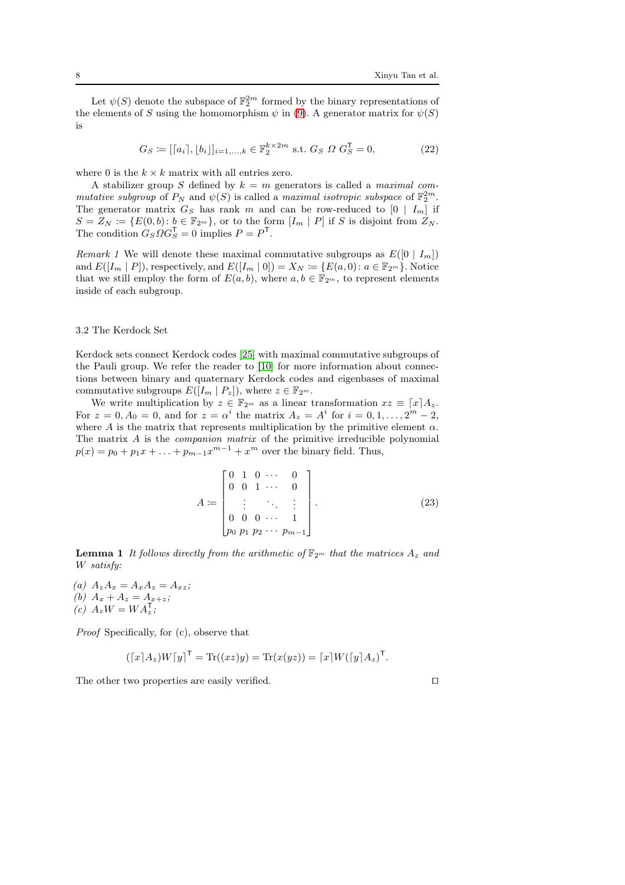Let $\psi(S)$ denote the subspace of $\mathbb{F}_2^{2m}$ formed by the binary representations of the elements of $S$ using the homomorphism $\psi$ in (9). A generator matrix for $\psi(S)$ is

$$G_S \coloneqq [\lceil a_i \rceil, \lfloor b_i \rfloor]_{i=1,\ldots,k} \in \mathbb{F}_2^{k\times 2m} \text{ s.t. } G_S\ \Omega\ G_S^{\mathsf{T}} = 0, \tag{22}$$

where 0 is the $k \times k$ matrix with all entries zero.

A stabilizer group $S$ defined by $k = m$ generators is called a *maximal commutative subgroup* of $P_N$ and $\psi(S)$ is called a *maximal isotropic subspace* of $\mathbb{F}_2^{2m}$. The generator matrix $G_S$ has rank $m$ and can be row-reduced to $[0 \mid I_m]$ if $S = Z_N \coloneqq \{E(0,b) \colon b \in \mathbb{F}_{2^m}\}$, or to the form $[I_m \mid P]$ if $S$ is disjoint from $Z_N$. The condition $G_S \Omega G_S^{\mathsf{T}} = 0$ implies $P = P^{\mathsf{T}}$.

*Remark 1* We will denote these maximal commutative subgroups as $E([0 \mid I_m])$ and $E([I_m \mid P])$, respectively, and $E([I_m \mid 0]) = X_N \coloneqq \{E(a,0) \colon a \in \mathbb{F}_{2^m}\}$. Notice that we still employ the form of $E(a,b)$, where $a, b \in \mathbb{F}_{2^m}$, to represent elements inside of each subgroup.

### 3.2 The Kerdock Set

Kerdock sets connect Kerdock codes [25] with maximal commutative subgroups of the Pauli group. We refer the reader to [10] for more information about connections between binary and quaternary Kerdock codes and eigenbases of maximal commutative subgroups $E([I_m \mid P_z])$, where $z \in \mathbb{F}_{2^m}$.

We write multiplication by $z \in \mathbb{F}_{2^m}$ as a linear transformation $xz \equiv \lceil x \rceil A_z$. For $z = 0, A_0 = 0$, and for $z = \alpha^i$ the matrix $A_z = A^i$ for $i = 0, 1, \ldots, 2^m - 2$, where $A$ is the matrix that represents multiplication by the primitive element $\alpha$. The matrix $A$ is the *companion matrix* of the primitive irreducible polynomial $p(x) = p_0 + p_1 x + \ldots + p_{m-1}x^{m-1} + x^m$ over the binary field. Thus,

$$A \coloneqq \begin{bmatrix} 0 & 1 & 0 & \cdots & 0 \\ 0 & 0 & 1 & \cdots & 0 \\ & \vdots & & \ddots & \vdots \\ 0 & 0 & 0 & \cdots & 1 \\ p_0 & p_1 & p_2 & \cdots & p_{m-1} \end{bmatrix}. \tag{23}$$

**Lemma 1** *It follows directly from the arithmetic of $\mathbb{F}_{2^m}$ that the matrices $A_z$ and $W$ satisfy:*

*(a)* $A_z A_x = A_x A_z = A_{xz}$;
*(b)* $A_x + A_z = A_{x+z}$;
*(c)* $A_z W = W A_z^{\mathsf{T}}$;

*Proof* Specifically, for (c), observe that

$$(\lceil x \rceil A_z) W \lceil y \rceil^{\mathsf{T}} = \mathrm{Tr}((xz)y) = \mathrm{Tr}(x(yz)) = \lceil x \rceil W (\lceil y \rceil A_z)^{\mathsf{T}}.$$

The other two properties are easily verified. □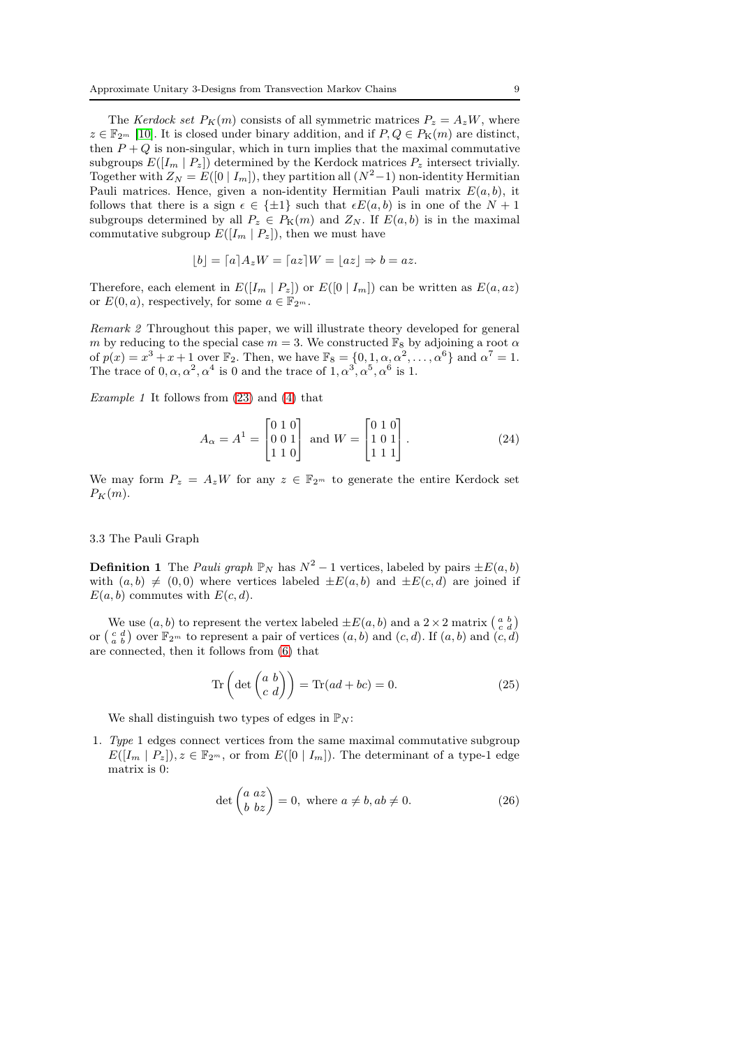The *Kerdock set* $P_K(m)$ consists of all symmetric matrices $P_z = A_z W$, where $z \in \mathbb{F}_{2^m}$ [10]. It is closed under binary addition, and if $P, Q \in P_{\mathrm{K}}(m)$ are distinct, then $P + Q$ is non-singular, which in turn implies that the maximal commutative subgroups $E([I_m \mid P_z])$ determined by the Kerdock matrices $P_z$ intersect trivially. Together with $Z_N = E([0 \mid I_m])$, they partition all $(N^2-1)$ non-identity Hermitian Pauli matrices. Hence, given a non-identity Hermitian Pauli matrix $E(a,b)$, it follows that there is a sign $\epsilon \in \{\pm 1\}$ such that $\epsilon E(a,b)$ is in one of the $N+1$ subgroups determined by all $P_z \in P_{\mathrm{K}}(m)$ and $Z_N$. If $E(a,b)$ is in the maximal commutative subgroup $E([I_m \mid P_z])$, then we must have

$$\lfloor b \rfloor = \lceil a \rceil A_z W = \lceil az \rceil W = \lfloor az \rfloor \Rightarrow b = az.$$

Therefore, each element in $E([I_m \mid P_z])$ or $E([0 \mid I_m])$ can be written as $E(a, az)$ or $E(0, a)$, respectively, for some $a \in \mathbb{F}_{2^m}$.

*Remark 2* Throughout this paper, we will illustrate theory developed for general $m$ by reducing to the special case $m = 3$. We constructed $\mathbb{F}_8$ by adjoining a root $\alpha$ of $p(x) = x^3 + x + 1$ over $\mathbb{F}_2$. Then, we have $\mathbb{F}_8 = \{0, 1, \alpha, \alpha^2, \ldots, \alpha^6\}$ and $\alpha^7 = 1$. The trace of $0, \alpha, \alpha^2, \alpha^4$ is 0 and the trace of $1, \alpha^3, \alpha^5, \alpha^6$ is 1.

*Example 1* It follows from (23) and (4) that

$$A_\alpha = A^1 = \begin{bmatrix} 0 & 1 & 0 \\ 0 & 0 & 1 \\ 1 & 1 & 0 \end{bmatrix} \text{ and } W = \begin{bmatrix} 0 & 1 & 0 \\ 1 & 0 & 1 \\ 1 & 1 & 1 \end{bmatrix}. \tag{24}$$

We may form $P_z = A_z W$ for any $z \in \mathbb{F}_{2^m}$ to generate the entire Kerdock set $P_K(m)$.

### 3.3 The Pauli Graph

**Definition 1** The *Pauli graph* $\mathbb{P}_N$ has $N^2 - 1$ vertices, labeled by pairs $\pm E(a,b)$ with $(a,b) \neq (0,0)$ where vertices labeled $\pm E(a,b)$ and $\pm E(c,d)$ are joined if $E(a,b)$ commutes with $E(c,d)$.

We use $(a,b)$ to represent the vertex labeled $\pm E(a,b)$ and a $2 \times 2$ matrix $\left(\begin{smallmatrix} a & b \\ c & d \end{smallmatrix}\right)$ or $\left(\begin{smallmatrix} c & d \\ a & b \end{smallmatrix}\right)$ over $\mathbb{F}_{2^m}$ to represent a pair of vertices $(a,b)$ and $(c,d)$. If $(a,b)$ and $(c,d)$ are connected, then it follows from (6) that

$$\operatorname{Tr}\left(\det \begin{pmatrix} a & b \\ c & d \end{pmatrix}\right) = \operatorname{Tr}(ad + bc) = 0. \tag{25}$$

We shall distinguish two types of edges in $\mathbb{P}_N$:

1. *Type* 1 edges connect vertices from the same maximal commutative subgroup $E([I_m \mid P_z]), z \in \mathbb{F}_{2^m}$, or from $E([0 \mid I_m])$. The determinant of a type-1 edge matrix is 0:

$$\det \begin{pmatrix} a & az \\ b & bz \end{pmatrix} = 0, \text{ where } a \neq b, ab \neq 0. \tag{26}$$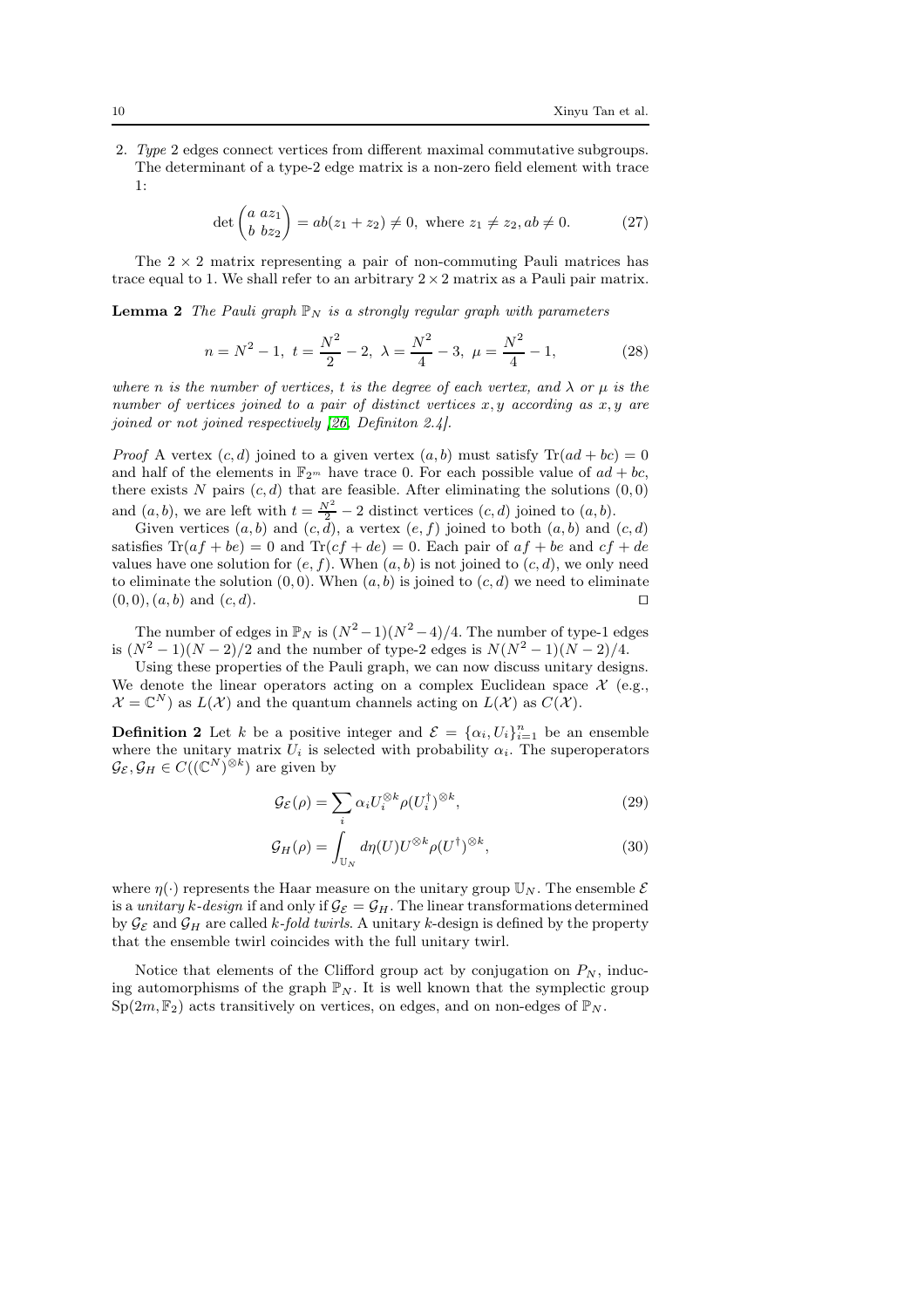2. *Type* 2 edges connect vertices from different maximal commutative subgroups. The determinant of a type-2 edge matrix is a non-zero field element with trace 1:

$$\det \begin{pmatrix} a & az_1 \\ b & bz_2 \end{pmatrix} = ab(z_1 + z_2) \neq 0, \text{ where } z_1 \neq z_2, ab \neq 0. \tag{27}$$

The $2 \times 2$ matrix representing a pair of non-commuting Pauli matrices has trace equal to 1. We shall refer to an arbitrary $2 \times 2$ matrix as a Pauli pair matrix.

**Lemma 2** *The Pauli graph $\mathbb{P}_N$ is a strongly regular graph with parameters*

$$n = N^2 - 1, \ t = \frac{N^2}{2} - 2, \ \lambda = \frac{N^2}{4} - 3, \ \mu = \frac{N^2}{4} - 1, \tag{28}$$

*where $n$ is the number of vertices, $t$ is the degree of each vertex, and $\lambda$ or $\mu$ is the number of vertices joined to a pair of distinct vertices $x, y$ according as $x, y$ are joined or not joined respectively [26, Definiton 2.4].*

*Proof* A vertex $(c, d)$ joined to a given vertex $(a, b)$ must satisfy $\mathrm{Tr}(ad + bc) = 0$ and half of the elements in $\mathbb{F}_{2^m}$ have trace 0. For each possible value of $ad + bc$, there exists $N$ pairs $(c, d)$ that are feasible. After eliminating the solutions $(0, 0)$ and $(a, b)$, we are left with $t = \frac{N^2}{2} - 2$ distinct vertices $(c, d)$ joined to $(a, b)$.

Given vertices $(a, b)$ and $(c, d)$, a vertex $(e, f)$ joined to both $(a, b)$ and $(c, d)$ satisfies $\mathrm{Tr}(af + be) = 0$ and $\mathrm{Tr}(cf + de) = 0$. Each pair of $af + be$ and $cf + de$ values have one solution for $(e, f)$. When $(a, b)$ is not joined to $(c, d)$, we only need to eliminate the solution $(0, 0)$. When $(a, b)$ is joined to $(c, d)$ we need to eliminate $(0, 0), (a, b)$ and $(c, d)$. □

The number of edges in $\mathbb{P}_N$ is $(N^2 - 1)(N^2 - 4)/4$. The number of type-1 edges is $(N^2 - 1)(N - 2)/2$ and the number of type-2 edges is $N(N^2 - 1)(N - 2)/4$.

Using these properties of the Pauli graph, we can now discuss unitary designs. We denote the linear operators acting on a complex Euclidean space $\mathcal{X}$ (e.g., $\mathcal{X} = \mathbb{C}^N$) as $L(\mathcal{X})$ and the quantum channels acting on $L(\mathcal{X})$ as $C(\mathcal{X})$.

**Definition 2** Let $k$ be a positive integer and $\mathcal{E} = \{\alpha_i, U_i\}_{i=1}^n$ be an ensemble where the unitary matrix $U_i$ is selected with probability $\alpha_i$. The superoperators $\mathcal{G}_{\mathcal{E}}, \mathcal{G}_H \in C((\mathbb{C}^N)^{\otimes k})$ are given by

$$\mathcal{G}_{\mathcal{E}}(\rho) = \sum_i \alpha_i U_i^{\otimes k} \rho (U_i^\dagger)^{\otimes k}, \tag{29}$$

$$\mathcal{G}_H(\rho) = \int_{\mathbb{U}_N} d\eta(U) U^{\otimes k} \rho (U^\dagger)^{\otimes k}, \tag{30}$$

where $\eta(\cdot)$ represents the Haar measure on the unitary group $\mathbb{U}_N$. The ensemble $\mathcal{E}$ is a *unitary $k$-design* if and only if $\mathcal{G}_{\mathcal{E}} = \mathcal{G}_H$. The linear transformations determined by $\mathcal{G}_{\mathcal{E}}$ and $\mathcal{G}_H$ are called *$k$-fold twirls*. A unitary $k$-design is defined by the property that the ensemble twirl coincides with the full unitary twirl.

Notice that elements of the Clifford group act by conjugation on $P_N$, inducing automorphisms of the graph $\mathbb{P}_N$. It is well known that the symplectic group $\mathrm{Sp}(2m, \mathbb{F}_2)$ acts transitively on vertices, on edges, and on non-edges of $\mathbb{P}_N$.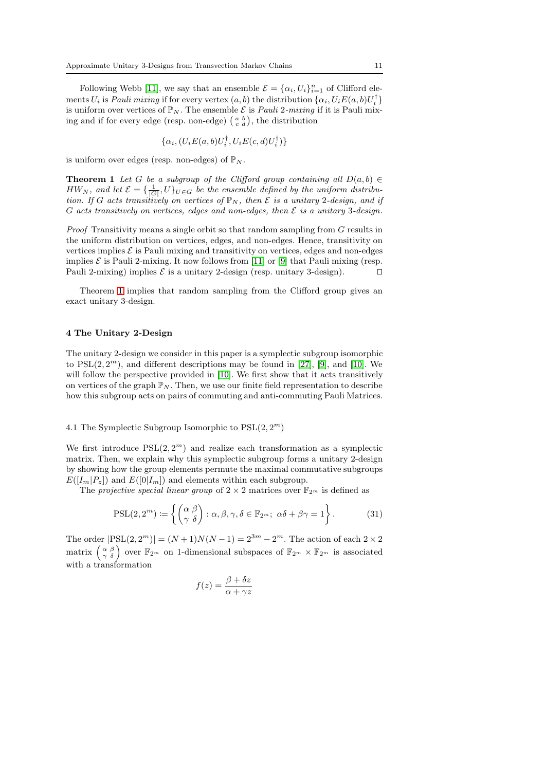Following Webb [11], we say that an ensemble $\mathcal{E} = \{\alpha_i, U_i\}_{i=1}^n$ of Clifford elements $U_i$ is *Pauli mixing* if for every vertex $(a, b)$ the distribution $\{\alpha_i, U_i E(a, b) U_i^\dagger\}$ is uniform over vertices of $\mathbb{P}_N$. The ensemble $\mathcal{E}$ is *Pauli 2-mixing* if it is Pauli mixing and if for every edge (resp. non-edge) $\left(\begin{smallmatrix} a & b \\ c & d \end{smallmatrix}\right)$, the distribution

$$\{\alpha_i, (U_i E(a, b) U_i^\dagger, U_i E(c, d) U_i^\dagger)\}$$

is uniform over edges (resp. non-edges) of $\mathbb{P}_N$.

**Theorem 1** *Let $G$ be a subgroup of the Clifford group containing all $D(a, b) \in HW_N$, and let $\mathcal{E} = \{\frac{1}{|G|}, U\}_{U \in G}$ be the ensemble defined by the uniform distribution. If $G$ acts transitively on vertices of $\mathbb{P}_N$, then $\mathcal{E}$ is a unitary 2-design, and if $G$ acts transitively on vertices, edges and non-edges, then $\mathcal{E}$ is a unitary 3-design.*

*Proof* Transitivity means a single orbit so that random sampling from $G$ results in the uniform distribution on vertices, edges, and non-edges. Hence, transitivity on vertices implies $\mathcal{E}$ is Pauli mixing and transitivity on vertices, edges and non-edges implies $\mathcal{E}$ is Pauli 2-mixing. It now follows from [11] or [9] that Pauli mixing (resp. Pauli 2-mixing) implies $\mathcal{E}$ is a unitary 2-design (resp. unitary 3-design). $\square$

Theorem 1 implies that random sampling from the Clifford group gives an exact unitary 3-design.

## 4 The Unitary 2-Design

The unitary 2-design we consider in this paper is a symplectic subgroup isomorphic to $\mathrm{PSL}(2, 2^m)$, and different descriptions may be found in [27], [9], and [10]. We will follow the perspective provided in [10]. We first show that it acts transitively on vertices of the graph $\mathbb{P}_N$. Then, we use our finite field representation to describe how this subgroup acts on pairs of commuting and anti-commuting Pauli Matrices.

### 4.1 The Symplectic Subgroup Isomorphic to $\mathrm{PSL}(2, 2^m)$

We first introduce $\mathrm{PSL}(2, 2^m)$ and realize each transformation as a symplectic matrix. Then, we explain why this symplectic subgroup forms a unitary 2-design by showing how the group elements permute the maximal commutative subgroups $E([I_m|P_z])$ and $E([0|I_m])$ and elements within each subgroup.

The *projective special linear group* of $2 \times 2$ matrices over $\mathbb{F}_{2^m}$ is defined as

$$\mathrm{PSL}(2, 2^m) := \left\{ \begin{pmatrix} \alpha & \beta \\ \gamma & \delta \end{pmatrix} : \alpha, \beta, \gamma, \delta \in \mathbb{F}_{2^m};\ \alpha\delta + \beta\gamma = 1 \right\}. \tag{31}$$

The order $|\mathrm{PSL}(2, 2^m)| = (N+1)N(N-1) = 2^{3m} - 2^m$. The action of each $2 \times 2$ matrix $\left(\begin{smallmatrix} \alpha & \beta \\ \gamma & \delta \end{smallmatrix}\right)$ over $\mathbb{F}_{2^m}$ on 1-dimensional subspaces of $\mathbb{F}_{2^m} \times \mathbb{F}_{2^m}$ is associated with a transformation

$$f(z) = \frac{\beta + \delta z}{\alpha + \gamma z}$$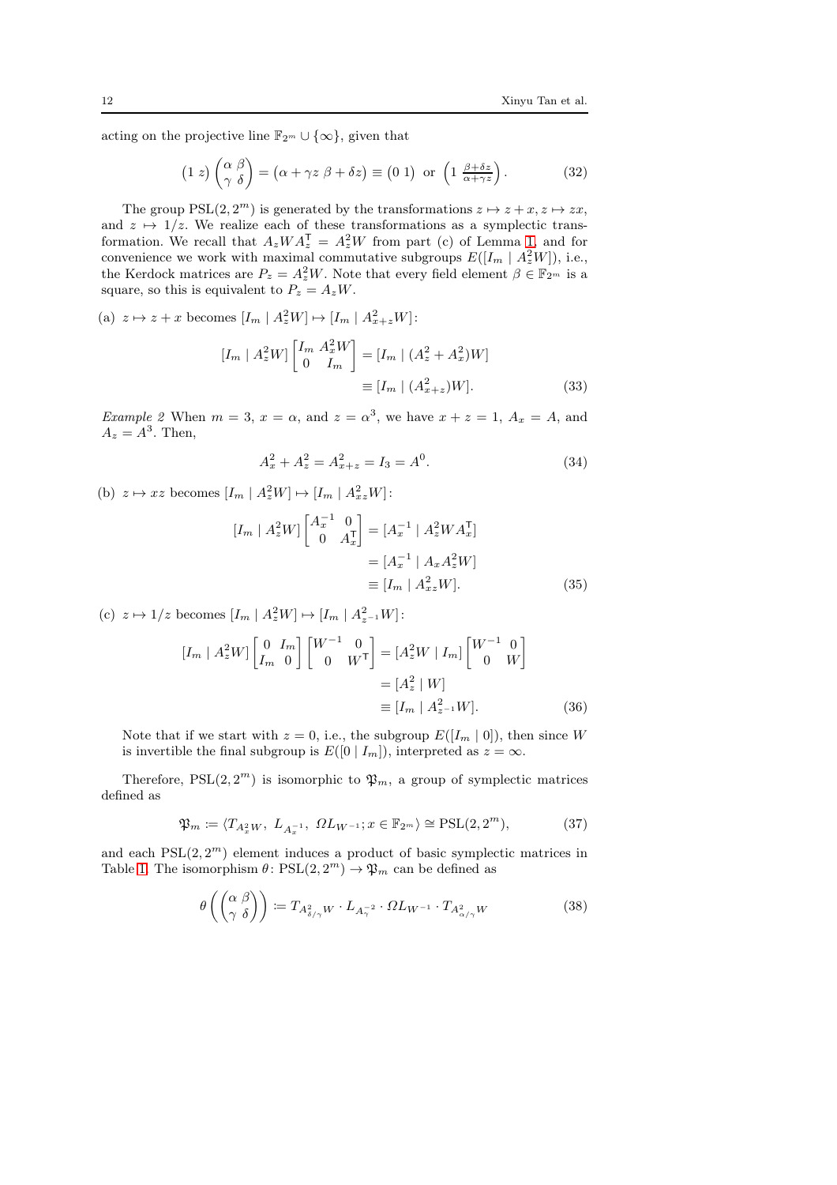acting on the projective line $\mathbb{F}_{2^m} \cup \{\infty\}$, given that

$$\begin{pmatrix}1 & z\end{pmatrix}\begin{pmatrix}\alpha & \beta \\ \gamma & \delta\end{pmatrix} = \begin{pmatrix}\alpha + \gamma z & \beta + \delta z\end{pmatrix} \equiv \begin{pmatrix}0 & 1\end{pmatrix} \text{ or } \begin{pmatrix}1 & \frac{\beta+\delta z}{\alpha+\gamma z}\end{pmatrix}. \tag{32}$$

The group $\mathrm{PSL}(2, 2^m)$ is generated by the transformations $z \mapsto z + x$, $z \mapsto zx$, and $z \mapsto 1/z$. We realize each of these transformations as a symplectic transformation. We recall that $A_z W A_z^{\mathsf{T}} = A_z^2 W$ from part (c) of Lemma 1, and for convenience we work with maximal commutative subgroups $E([I_m \mid A_z^2 W])$, i.e., the Kerdock matrices are $P_z = A_z^2 W$. Note that every field element $\beta \in \mathbb{F}_{2^m}$ is a square, so this is equivalent to $P_z = A_z W$.

(a) $z \mapsto z + x$ becomes $[I_m \mid A_z^2 W] \mapsto [I_m \mid A_{x+z}^2 W]$:

$$\begin{aligned}
[I_m \mid A_z^2 W] \begin{bmatrix} I_m & A_x^2 W \\ 0 & I_m \end{bmatrix} &= [I_m \mid (A_z^2 + A_x^2) W] \\
&\equiv [I_m \mid (A_{x+z}^2) W].
\end{aligned} \tag{33}$$

*Example 2* When $m = 3$, $x = \alpha$, and $z = \alpha^3$, we have $x + z = 1$, $A_x = A$, and $A_z = A^3$. Then,

$$A_x^2 + A_z^2 = A_{x+z}^2 = I_3 = A^0. \tag{34}$$

(b) $z \mapsto xz$ becomes $[I_m \mid A_z^2 W] \mapsto [I_m \mid A_{xz}^2 W]$:

$$\begin{aligned}
[I_m \mid A_z^2 W] \begin{bmatrix} A_x^{-1} & 0 \\ 0 & A_x^{\mathsf{T}} \end{bmatrix} &= [A_x^{-1} \mid A_z^2 W A_x^{\mathsf{T}}] \\
&= [A_x^{-1} \mid A_x A_z^2 W] \\
&\equiv [I_m \mid A_{xz}^2 W].
\end{aligned} \tag{35}$$

(c) $z \mapsto 1/z$ becomes $[I_m \mid A_z^2 W] \mapsto [I_m \mid A_{z^{-1}}^2 W]$:

$$\begin{aligned}
[I_m \mid A_z^2 W] \begin{bmatrix} 0 & I_m \\ I_m & 0 \end{bmatrix} \begin{bmatrix} W^{-1} & 0 \\ 0 & W^{\mathsf{T}} \end{bmatrix} &= [A_z^2 W \mid I_m] \begin{bmatrix} W^{-1} & 0 \\ 0 & W \end{bmatrix} \\
&= [A_z^2 \mid W] \\
&\equiv [I_m \mid A_{z^{-1}}^2 W].
\end{aligned} \tag{36}$$

Note that if we start with $z = 0$, i.e., the subgroup $E([I_m \mid 0])$, then since $W$ is invertible the final subgroup is $E([0 \mid I_m])$, interpreted as $z = \infty$.

Therefore, $\mathrm{PSL}(2, 2^m)$ is isomorphic to $\mathfrak{P}_m$, a group of symplectic matrices defined as

$$\mathfrak{P}_m := \langle T_{A_x^2 W},\ L_{A_x^{-1}},\ \Omega L_{W^{-1}}; x \in \mathbb{F}_{2^m} \rangle \cong \mathrm{PSL}(2, 2^m), \tag{37}$$

and each $\mathrm{PSL}(2, 2^m)$ element induces a product of basic symplectic matrices in Table 1. The isomorphism $\theta \colon \mathrm{PSL}(2, 2^m) \to \mathfrak{P}_m$ can be defined as

$$\theta\left(\begin{pmatrix}\alpha & \beta \\ \gamma & \delta\end{pmatrix}\right) := T_{A_{\delta/\gamma}^2 W} \cdot L_{A_\gamma^{-2}} \cdot \Omega L_{W^{-1}} \cdot T_{A_{\alpha/\gamma}^2 W} \tag{38}$$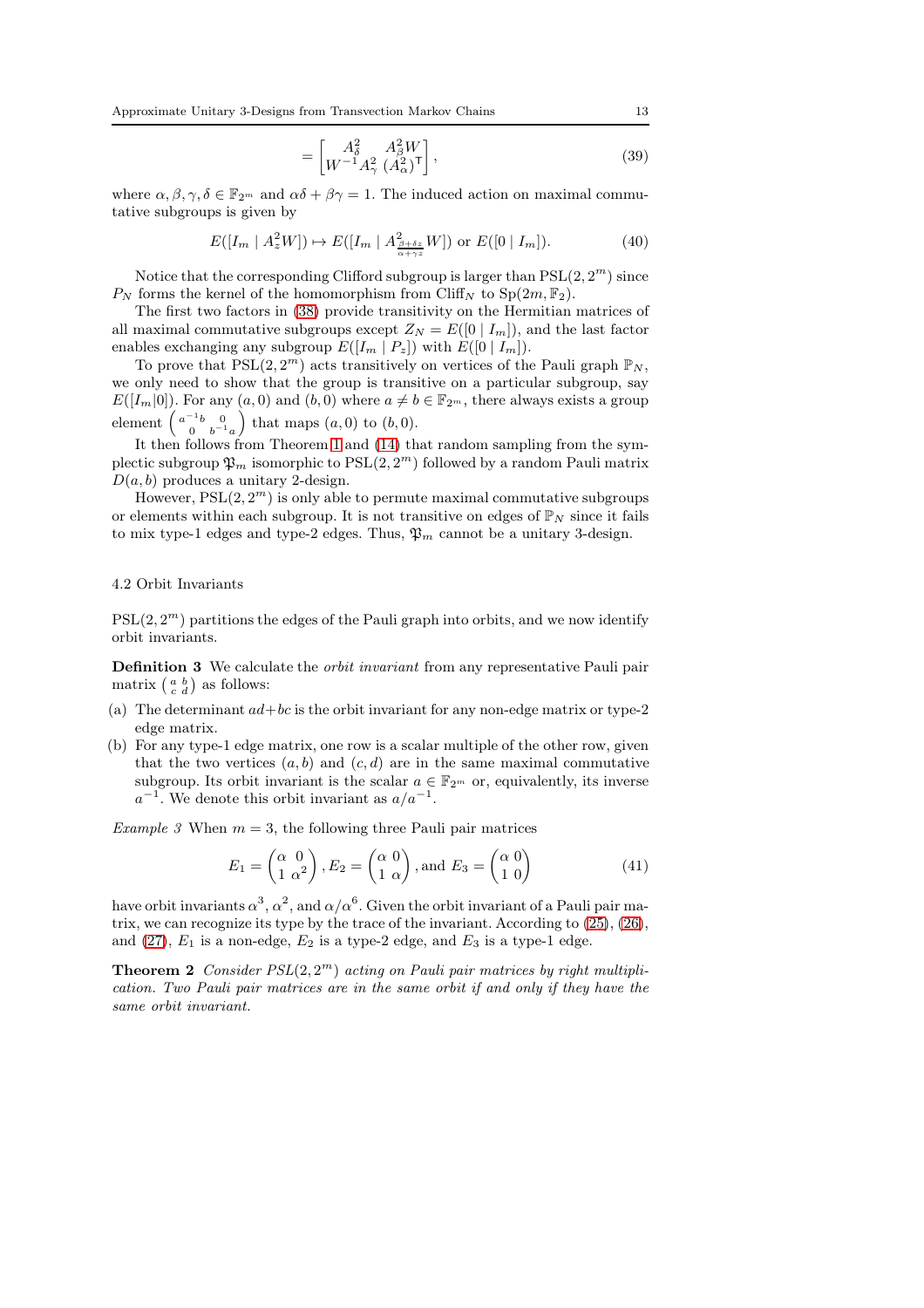$$= \begin{bmatrix} A_\delta^2 & A_\beta^2 W \\ W^{-1} A_\gamma^2 & (A_\alpha^2)^\mathsf{T} \end{bmatrix}, \tag{39}$$

where $\alpha, \beta, \gamma, \delta \in \mathbb{F}_{2^m}$ and $\alpha\delta + \beta\gamma = 1$. The induced action on maximal commutative subgroups is given by

$$E([I_m \mid A_z^2 W]) \mapsto E([I_m \mid A_{\frac{\beta+\delta z}{\alpha+\gamma z}}^2 W]) \text{ or } E([0 \mid I_m]). \tag{40}$$

Notice that the corresponding Clifford subgroup is larger than $\mathrm{PSL}(2, 2^m)$ since $P_N$ forms the kernel of the homomorphism from $\mathrm{Cliff}_N$ to $\mathrm{Sp}(2m, \mathbb{F}_2)$.

The first two factors in (38) provide transitivity on the Hermitian matrices of all maximal commutative subgroups except $Z_N = E([0 \mid I_m])$, and the last factor enables exchanging any subgroup $E([I_m \mid P_z])$ with $E([0 \mid I_m])$.

To prove that $\mathrm{PSL}(2, 2^m)$ acts transitively on vertices of the Pauli graph $\mathbb{P}_N$, we only need to show that the group is transitive on a particular subgroup, say $E([I_m|0])$. For any $(a, 0)$ and $(b, 0)$ where $a \neq b \in \mathbb{F}_{2^m}$, there always exists a group element $\left(\begin{smallmatrix} a^{-1}b & 0 \\ 0 & b^{-1}a \end{smallmatrix}\right)$ that maps $(a, 0)$ to $(b, 0)$.

It then follows from Theorem 1 and (14) that random sampling from the symplectic subgroup $\mathfrak{P}_m$ isomorphic to $\mathrm{PSL}(2, 2^m)$ followed by a random Pauli matrix $D(a, b)$ produces a unitary 2-design.

However, $\mathrm{PSL}(2, 2^m)$ is only able to permute maximal commutative subgroups or elements within each subgroup. It is not transitive on edges of $\mathbb{P}_N$ since it fails to mix type-1 edges and type-2 edges. Thus, $\mathfrak{P}_m$ cannot be a unitary 3-design.

### 4.2 Orbit Invariants

$\mathrm{PSL}(2, 2^m)$ partitions the edges of the Pauli graph into orbits, and we now identify orbit invariants.

**Definition 3** We calculate the *orbit invariant* from any representative Pauli pair matrix $\left(\begin{smallmatrix} a & b \\ c & d \end{smallmatrix}\right)$ as follows:

(a) The determinant $ad+bc$ is the orbit invariant for any non-edge matrix or type-2 edge matrix.

(b) For any type-1 edge matrix, one row is a scalar multiple of the other row, given that the two vertices $(a, b)$ and $(c, d)$ are in the same maximal commutative subgroup. Its orbit invariant is the scalar $a \in \mathbb{F}_{2^m}$ or, equivalently, its inverse $a^{-1}$. We denote this orbit invariant as $a/a^{-1}$.

*Example 3* When $m = 3$, the following three Pauli pair matrices

$$E_1 = \begin{pmatrix} \alpha & 0 \\ 1 & \alpha^2 \end{pmatrix}, E_2 = \begin{pmatrix} \alpha & 0 \\ 1 & \alpha \end{pmatrix}, \text{and } E_3 = \begin{pmatrix} \alpha & 0 \\ 1 & 0 \end{pmatrix} \tag{41}$$

have orbit invariants $\alpha^3$, $\alpha^2$, and $\alpha/\alpha^6$. Given the orbit invariant of a Pauli pair matrix, we can recognize its type by the trace of the invariant. According to (25), (26), and (27), $E_1$ is a non-edge, $E_2$ is a type-2 edge, and $E_3$ is a type-1 edge.

**Theorem 2** *Consider PSL$(2, 2^m)$ acting on Pauli pair matrices by right multiplication. Two Pauli pair matrices are in the same orbit if and only if they have the same orbit invariant.*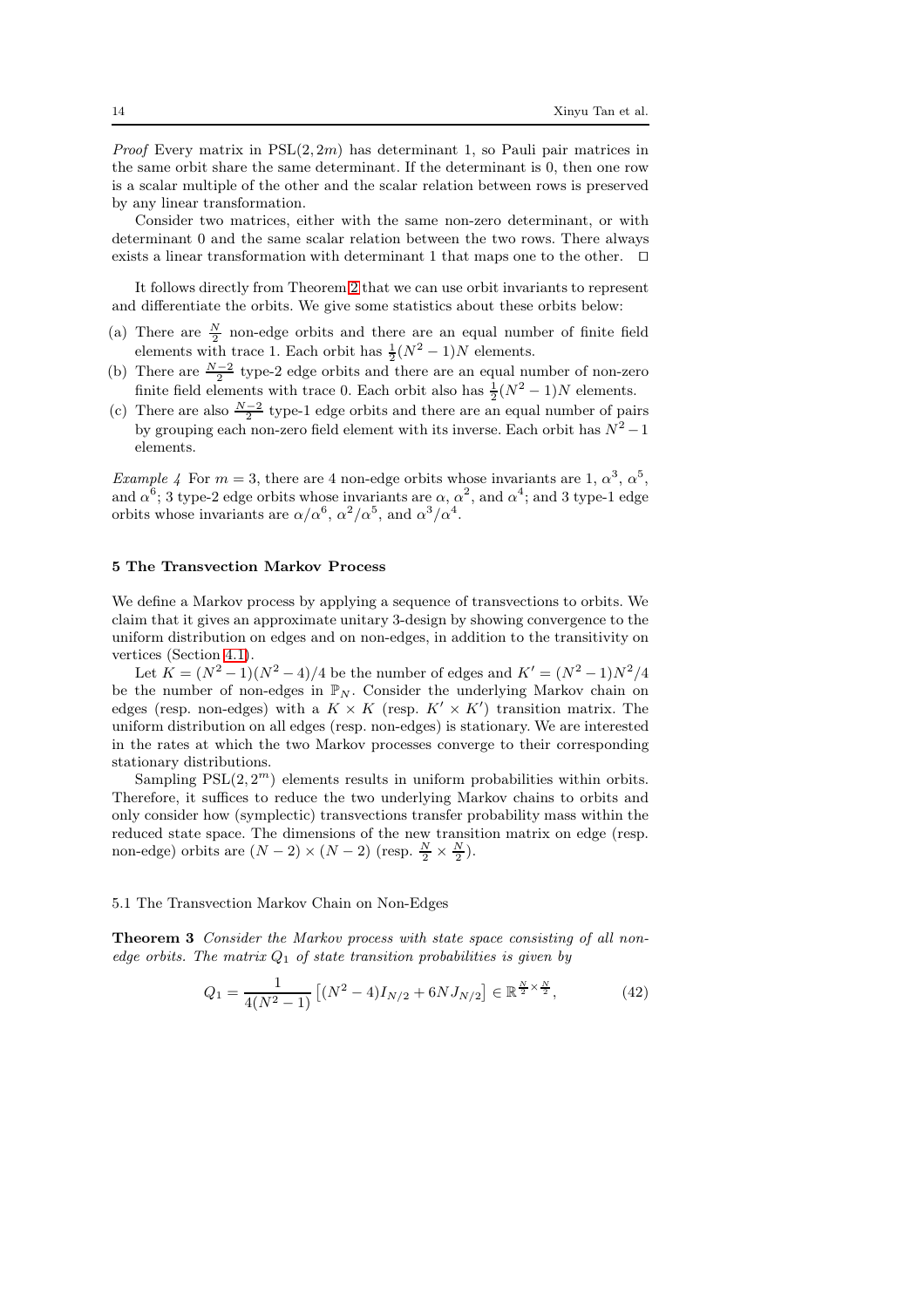*Proof* Every matrix in $\mathrm{PSL}(2, 2m)$ has determinant 1, so Pauli pair matrices in the same orbit share the same determinant. If the determinant is 0, then one row is a scalar multiple of the other and the scalar relation between rows is preserved by any linear transformation.

Consider two matrices, either with the same non-zero determinant, or with determinant 0 and the same scalar relation between the two rows. There always exists a linear transformation with determinant 1 that maps one to the other. ◻

It follows directly from Theorem 2 that we can use orbit invariants to represent and differentiate the orbits. We give some statistics about these orbits below:

(a) There are $\frac{N}{2}$ non-edge orbits and there are an equal number of finite field elements with trace 1. Each orbit has $\frac{1}{2}(N^2 - 1)N$ elements.
(b) There are $\frac{N-2}{2}$ type-2 edge orbits and there are an equal number of non-zero finite field elements with trace 0. Each orbit also has $\frac{1}{2}(N^2 - 1)N$ elements.
(c) There are also $\frac{N-2}{2}$ type-1 edge orbits and there are an equal number of pairs by grouping each non-zero field element with its inverse. Each orbit has $N^2 - 1$ elements.

*Example 4* For $m = 3$, there are 4 non-edge orbits whose invariants are 1, $\alpha^3$, $\alpha^5$, and $\alpha^6$; 3 type-2 edge orbits whose invariants are $\alpha$, $\alpha^2$, and $\alpha^4$; and 3 type-1 edge orbits whose invariants are $\alpha/\alpha^6$, $\alpha^2/\alpha^5$, and $\alpha^3/\alpha^4$.

## 5 The Transvection Markov Process

We define a Markov process by applying a sequence of transvections to orbits. We claim that it gives an approximate unitary 3-design by showing convergence to the uniform distribution on edges and on non-edges, in addition to the transitivity on vertices (Section 4.1).

Let $K = (N^2 - 1)(N^2 - 4)/4$ be the number of edges and $K' = (N^2 - 1)N^2/4$ be the number of non-edges in $\mathbb{P}_N$. Consider the underlying Markov chain on edges (resp. non-edges) with a $K \times K$ (resp. $K' \times K'$) transition matrix. The uniform distribution on all edges (resp. non-edges) is stationary. We are interested in the rates at which the two Markov processes converge to their corresponding stationary distributions.

Sampling $\mathrm{PSL}(2, 2^m)$ elements results in uniform probabilities within orbits. Therefore, it suffices to reduce the two underlying Markov chains to orbits and only consider how (symplectic) transvections transfer probability mass within the reduced state space. The dimensions of the new transition matrix on edge (resp. non-edge) orbits are $(N - 2) \times (N - 2)$ (resp. $\frac{N}{2} \times \frac{N}{2}$).

### 5.1 The Transvection Markov Chain on Non-Edges

**Theorem 3** *Consider the Markov process with state space consisting of all non-edge orbits. The matrix $Q_1$ of state transition probabilities is given by*

$$Q_1 = \frac{1}{4(N^2 - 1)} \left[ (N^2 - 4) I_{N/2} + 6N J_{N/2} \right] \in \mathbb{R}^{\frac{N}{2} \times \frac{N}{2}}, \tag{42}$$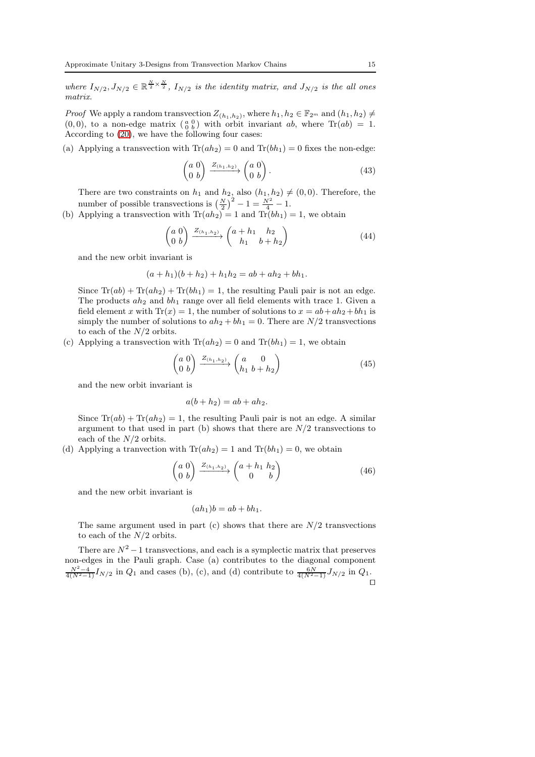*where $I_{N/2}, J_{N/2} \in \mathbb{R}^{\frac{N}{2} \times \frac{N}{2}}$, $I_{N/2}$ is the identity matrix, and $J_{N/2}$ is the all ones matrix.*

*Proof* We apply a random transvection $Z_{(h_1,h_2)}$, where $h_1, h_2 \in \mathbb{F}_{2^m}$ and $(h_1, h_2) \neq (0,0)$, to a non-edge matrix $\left(\begin{smallmatrix} a & 0 \\ 0 & b \end{smallmatrix}\right)$ with orbit invariant $ab$, where $\mathrm{Tr}(ab) = 1$. According to (20), we have the following four cases:

(a) Applying a transvection with $\mathrm{Tr}(ah_2) = 0$ and $\mathrm{Tr}(bh_1) = 0$ fixes the non-edge:

$$\begin{pmatrix} a & 0 \\ 0 & b \end{pmatrix} \xrightarrow{Z_{(h_1,h_2)}} \begin{pmatrix} a & 0 \\ 0 & b \end{pmatrix}. \tag{43}$$

There are two constraints on $h_1$ and $h_2$, also $(h_1, h_2) \neq (0,0)$. Therefore, the number of possible transvections is $\left(\frac{N}{2}\right)^2 - 1 = \frac{N^2}{4} - 1$.

(b) Applying a transvection with $\mathrm{Tr}(ah_2) = 1$ and $\mathrm{Tr}(bh_1) = 1$, we obtain

$$\begin{pmatrix} a & 0 \\ 0 & b \end{pmatrix} \xrightarrow{Z_{(h_1,h_2)}} \begin{pmatrix} a+h_1 & h_2 \\ h_1 & b+h_2 \end{pmatrix} \tag{44}$$

and the new orbit invariant is

$$(a+h_1)(b+h_2) + h_1 h_2 = ab + ah_2 + bh_1.$$

Since $\mathrm{Tr}(ab) + \mathrm{Tr}(ah_2) + \mathrm{Tr}(bh_1) = 1$, the resulting Pauli pair is not an edge. The products $ah_2$ and $bh_1$ range over all field elements with trace 1. Given a field element $x$ with $\mathrm{Tr}(x) = 1$, the number of solutions to $x = ab + ah_2 + bh_1$ is simply the number of solutions to $ah_2 + bh_1 = 0$. There are $N/2$ transvections to each of the $N/2$ orbits.

(c) Applying a transvection with $\mathrm{Tr}(ah_2) = 0$ and $\mathrm{Tr}(bh_1) = 1$, we obtain

$$\begin{pmatrix} a & 0 \\ 0 & b \end{pmatrix} \xrightarrow{Z_{(h_1,h_2)}} \begin{pmatrix} a & 0 \\ h_1 & b+h_2 \end{pmatrix} \tag{45}$$

and the new orbit invariant is

$$a(b+h_2) = ab + ah_2.$$

Since $\mathrm{Tr}(ab) + \mathrm{Tr}(ah_2) = 1$, the resulting Pauli pair is not an edge. A similar argument to that used in part (b) shows that there are $N/2$ transvections to each of the $N/2$ orbits.

(d) Applying a tranvection with $\mathrm{Tr}(ah_2) = 1$ and $\mathrm{Tr}(bh_1) = 0$, we obtain

$$\begin{pmatrix} a & 0 \\ 0 & b \end{pmatrix} \xrightarrow{Z_{(h_1,h_2)}} \begin{pmatrix} a+h_1 & h_2 \\ 0 & b \end{pmatrix} \tag{46}$$

and the new orbit invariant is

$$(ah_1)b = ab + bh_1.$$

The same argument used in part (c) shows that there are $N/2$ transvections to each of the $N/2$ orbits.

There are $N^2 - 1$ transvections, and each is a symplectic matrix that preserves non-edges in the Pauli graph. Case (a) contributes to the diagonal component $\frac{N^2-4}{4(N^2-1)} I_{N/2}$ in $Q_1$ and cases (b), (c), and (d) contribute to $\frac{6N}{4(N^2-1)} J_{N/2}$ in $Q_1$. □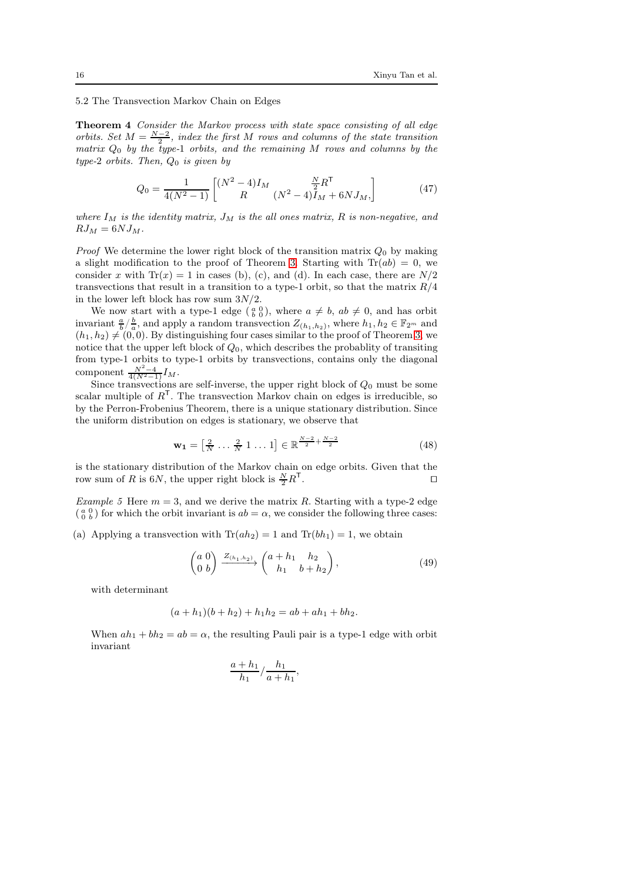### 5.2 The Transvection Markov Chain on Edges

**Theorem 4** *Consider the Markov process with state space consisting of all edge orbits. Set $M = \frac{N-2}{2}$, index the first $M$ rows and columns of the state transition matrix $Q_0$ by the type-1 orbits, and the remaining $M$ rows and columns by the type-2 orbits. Then, $Q_0$ is given by*

$$Q_0 = \frac{1}{4(N^2-1)} \begin{bmatrix} (N^2-4)I_M & \frac{N}{2}R^{\mathsf{T}} \\ R & (N^2-4)I_M + 6NJ_M, \end{bmatrix} \tag{47}$$

*where $I_M$ is the identity matrix, $J_M$ is the all ones matrix, $R$ is non-negative, and $RJ_M = 6NJ_M$.*

*Proof* We determine the lower right block of the transition matrix $Q_0$ by making a slight modification to the proof of Theorem 3. Starting with $\mathrm{Tr}(ab) = 0$, we consider $x$ with $\mathrm{Tr}(x) = 1$ in cases (b), (c), and (d). In each case, there are $N/2$ transvections that result in a transition to a type-1 orbit, so that the matrix $R/4$ in the lower left block has row sum $3N/2$.

We now start with a type-1 edge $\left(\begin{smallmatrix} a & 0 \\ b & 0 \end{smallmatrix}\right)$, where $a \neq b$, $ab \neq 0$, and has orbit invariant $\frac{a}{b}/\frac{b}{a}$, and apply a random transvection $Z_{(h_1,h_2)}$, where $h_1, h_2 \in \mathbb{F}_{2^m}$ and $(h_1, h_2) \neq (0, 0)$. By distinguishing four cases similar to the proof of Theorem 3, we notice that the upper left block of $Q_0$, which describes the probablity of transiting from type-1 orbits to type-1 orbits by transvections, contains only the diagonal component $\frac{N^2-4}{4(N^2-1)}I_M$.

Since transvections are self-inverse, the upper right block of $Q_0$ must be some scalar multiple of $R^{\mathsf{T}}$. The transvection Markov chain on edges is irreducible, so by the Perron-Frobenius Theorem, there is a unique stationary distribution. Since the uniform distribution on edges is stationary, we observe that

$$\mathbf{w_1} = \begin{bmatrix} \frac{2}{N} & \dots & \frac{2}{N} & 1 & \dots & 1 \end{bmatrix} \in \mathbb{R}^{\frac{N-2}{2} + \frac{N-2}{2}} \tag{48}$$

is the stationary distribution of the Markov chain on edge orbits. Given that the row sum of $R$ is $6N$, the upper right block is $\frac{N}{2}R^{\mathsf{T}}$. $\square$

*Example 5* Here $m = 3$, and we derive the matrix $R$. Starting with a type-2 edge $\left(\begin{smallmatrix} a & 0 \\ 0 & b \end{smallmatrix}\right)$ for which the orbit invariant is $ab = \alpha$, we consider the following three cases:

(a) Applying a transvection with $\mathrm{Tr}(ah_2) = 1$ and $\mathrm{Tr}(bh_1) = 1$, we obtain

$$\begin{pmatrix} a & 0 \\ 0 & b \end{pmatrix} \xrightarrow{Z_{(h_1,h_2)}} \begin{pmatrix} a+h_1 & h_2 \\ h_1 & b+h_2 \end{pmatrix}, \tag{49}$$

with determinant

$$(a + h_1)(b + h_2) + h_1 h_2 = ab + ah_1 + bh_2.$$

When $ah_1 + bh_2 = ab = \alpha$, the resulting Pauli pair is a type-1 edge with orbit invariant

$$\frac{a+h_1}{h_1} / \frac{h_1}{a+h_1},$$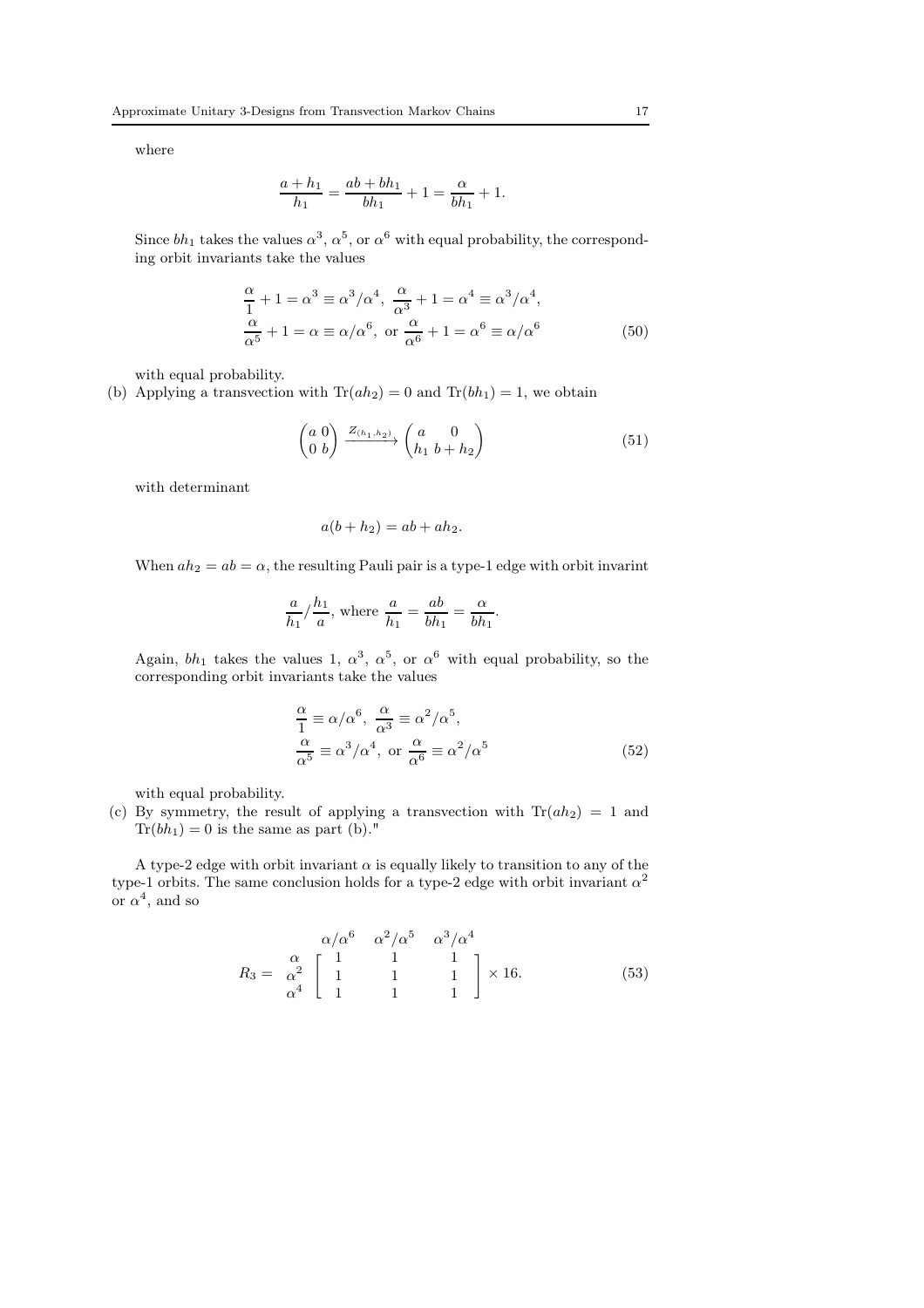where

$$\frac{a+h_1}{h_1} = \frac{ab+bh_1}{bh_1} + 1 = \frac{\alpha}{bh_1} + 1.$$

Since $bh_1$ takes the values $\alpha^3$, $\alpha^5$, or $\alpha^6$ with equal probability, the corresponding orbit invariants take the values

$$\begin{aligned} &\frac{\alpha}{1} + 1 = \alpha^3 \equiv \alpha^3/\alpha^4,\ \frac{\alpha}{\alpha^3} + 1 = \alpha^4 \equiv \alpha^3/\alpha^4, \\ &\frac{\alpha}{\alpha^5} + 1 = \alpha \equiv \alpha/\alpha^6,\ \text{or}\ \frac{\alpha}{\alpha^6} + 1 = \alpha^6 \equiv \alpha/\alpha^6 \end{aligned} \tag{50}$$

with equal probability.

(b) Applying a transvection with $\mathrm{Tr}(ah_2) = 0$ and $\mathrm{Tr}(bh_1) = 1$, we obtain

$$\begin{pmatrix} a & 0 \\ 0 & b \end{pmatrix} \xrightarrow{Z_{(h_1,h_2)}} \begin{pmatrix} a & 0 \\ h_1 & b+h_2 \end{pmatrix} \tag{51}$$

with determinant

$$a(b+h_2) = ab + ah_2.$$

When $ah_2 = ab = \alpha$, the resulting Pauli pair is a type-1 edge with orbit invarint

$$\frac{a}{h_1} / \frac{h_1}{a},\ \text{where}\ \frac{a}{h_1} = \frac{ab}{bh_1} = \frac{\alpha}{bh_1}.$$

Again, $bh_1$ takes the values 1, $\alpha^3$, $\alpha^5$, or $\alpha^6$ with equal probability, so the corresponding orbit invariants take the values

$$\begin{aligned} &\frac{\alpha}{1} \equiv \alpha/\alpha^6,\ \frac{\alpha}{\alpha^3} \equiv \alpha^2/\alpha^5, \\ &\frac{\alpha}{\alpha^5} \equiv \alpha^3/\alpha^4,\ \text{or}\ \frac{\alpha}{\alpha^6} \equiv \alpha^2/\alpha^5 \end{aligned} \tag{52}$$

with equal probability.

(c) By symmetry, the result of applying a transvection with $\mathrm{Tr}(ah_2) = 1$ and $\mathrm{Tr}(bh_1) = 0$ is the same as part (b)."

A type-2 edge with orbit invariant $\alpha$ is equally likely to transition to any of the type-1 orbits. The same conclusion holds for a type-2 edge with orbit invariant $\alpha^2$ or $\alpha^4$, and so

$$R_3 = \begin{array}{c} \\ \alpha \\ \alpha^2 \\ \alpha^4 \end{array} \!\!\begin{array}{c} \begin{array}{ccc} \alpha/\alpha^6 & \alpha^2/\alpha^5 & \alpha^3/\alpha^4 \end{array} \\ \left[ \begin{array}{ccc} 1 & 1 & 1 \\ 1 & 1 & 1 \\ 1 & 1 & 1 \end{array} \right] \end{array} \times 16. \tag{53}$$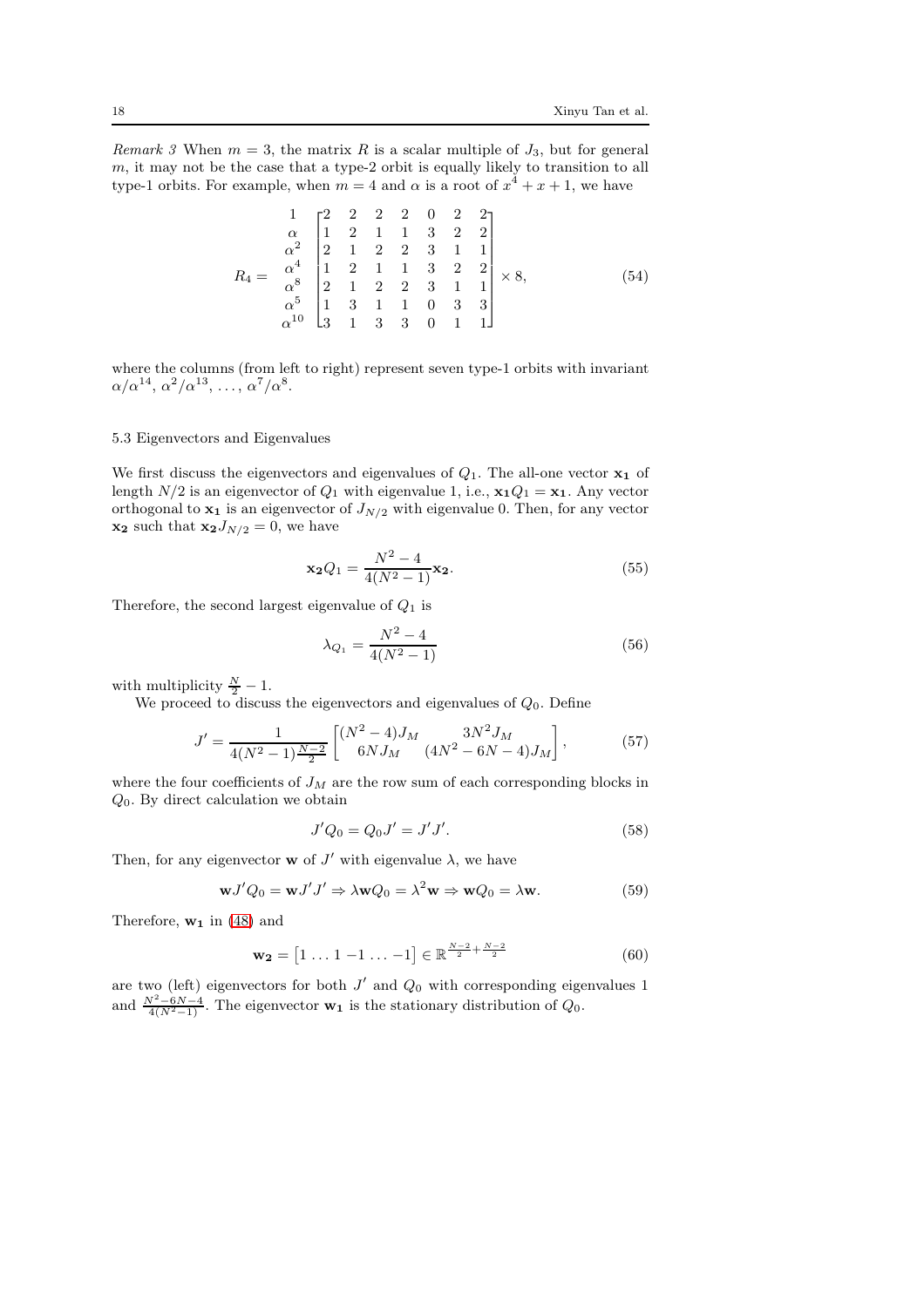*Remark 3* When $m = 3$, the matrix $R$ is a scalar multiple of $J_3$, but for general $m$, it may not be the case that a type-2 orbit is equally likely to transition to all type-1 orbits. For example, when $m = 4$ and $\alpha$ is a root of $x^4 + x + 1$, we have

$$R_4 = \begin{matrix} 1 \\ \alpha \\ \alpha^2 \\ \alpha^4 \\ \alpha^8 \\ \alpha^5 \\ \alpha^{10} \end{matrix} \begin{bmatrix} 2 & 2 & 2 & 2 & 0 & 2 & 2 \\ 1 & 2 & 1 & 1 & 3 & 2 & 2 \\ 2 & 1 & 2 & 2 & 3 & 1 & 1 \\ 1 & 2 & 1 & 1 & 3 & 2 & 2 \\ 2 & 1 & 2 & 2 & 3 & 1 & 1 \\ 1 & 3 & 1 & 1 & 0 & 3 & 3 \\ 3 & 1 & 3 & 3 & 0 & 1 & 1 \end{bmatrix} \times 8, \tag{54}$$

where the columns (from left to right) represent seven type-1 orbits with invariant $\alpha/\alpha^{14}$, $\alpha^2/\alpha^{13}$, $\ldots$, $\alpha^7/\alpha^8$.

### 5.3 Eigenvectors and Eigenvalues

We first discuss the eigenvectors and eigenvalues of $Q_1$. The all-one vector $\mathbf{x_1}$ of length $N/2$ is an eigenvector of $Q_1$ with eigenvalue 1, i.e., $\mathbf{x_1} Q_1 = \mathbf{x_1}$. Any vector orthogonal to $\mathbf{x_1}$ is an eigenvector of $J_{N/2}$ with eigenvalue 0. Then, for any vector $\mathbf{x_2}$ such that $\mathbf{x_2} J_{N/2} = 0$, we have

$$\mathbf{x_2} Q_1 = \frac{N^2 - 4}{4(N^2 - 1)} \mathbf{x_2}. \tag{55}$$

Therefore, the second largest eigenvalue of $Q_1$ is

$$\lambda_{Q_1} = \frac{N^2 - 4}{4(N^2 - 1)} \tag{56}$$

with multiplicity $\frac{N}{2} - 1$.

We proceed to discuss the eigenvectors and eigenvalues of $Q_0$. Define

$$J' = \frac{1}{4(N^2 - 1)\frac{N-2}{2}} \begin{bmatrix} (N^2 - 4) J_M & 3N^2 J_M \\ 6N J_M & (4N^2 - 6N - 4) J_M \end{bmatrix}, \tag{57}$$

where the four coefficients of $J_M$ are the row sum of each corresponding blocks in $Q_0$. By direct calculation we obtain

$$J' Q_0 = Q_0 J' = J' J'. \tag{58}$$

Then, for any eigenvector $\mathbf{w}$ of $J'$ with eigenvalue $\lambda$, we have

$$\mathbf{w} J' Q_0 = \mathbf{w} J' J' \Rightarrow \lambda \mathbf{w} Q_0 = \lambda^2 \mathbf{w} \Rightarrow \mathbf{w} Q_0 = \lambda \mathbf{w}. \tag{59}$$

Therefore, $\mathbf{w_1}$ in (48) and

$$\mathbf{w_2} = \begin{bmatrix} 1 \ldots 1 \; -1 \ldots -1 \end{bmatrix} \in \mathbb{R}^{\frac{N-2}{2} + \frac{N-2}{2}} \tag{60}$$

are two (left) eigenvectors for both $J'$ and $Q_0$ with corresponding eigenvalues 1 and $\frac{N^2 - 6N - 4}{4(N^2 - 1)}$. The eigenvector $\mathbf{w_1}$ is the stationary distribution of $Q_0$.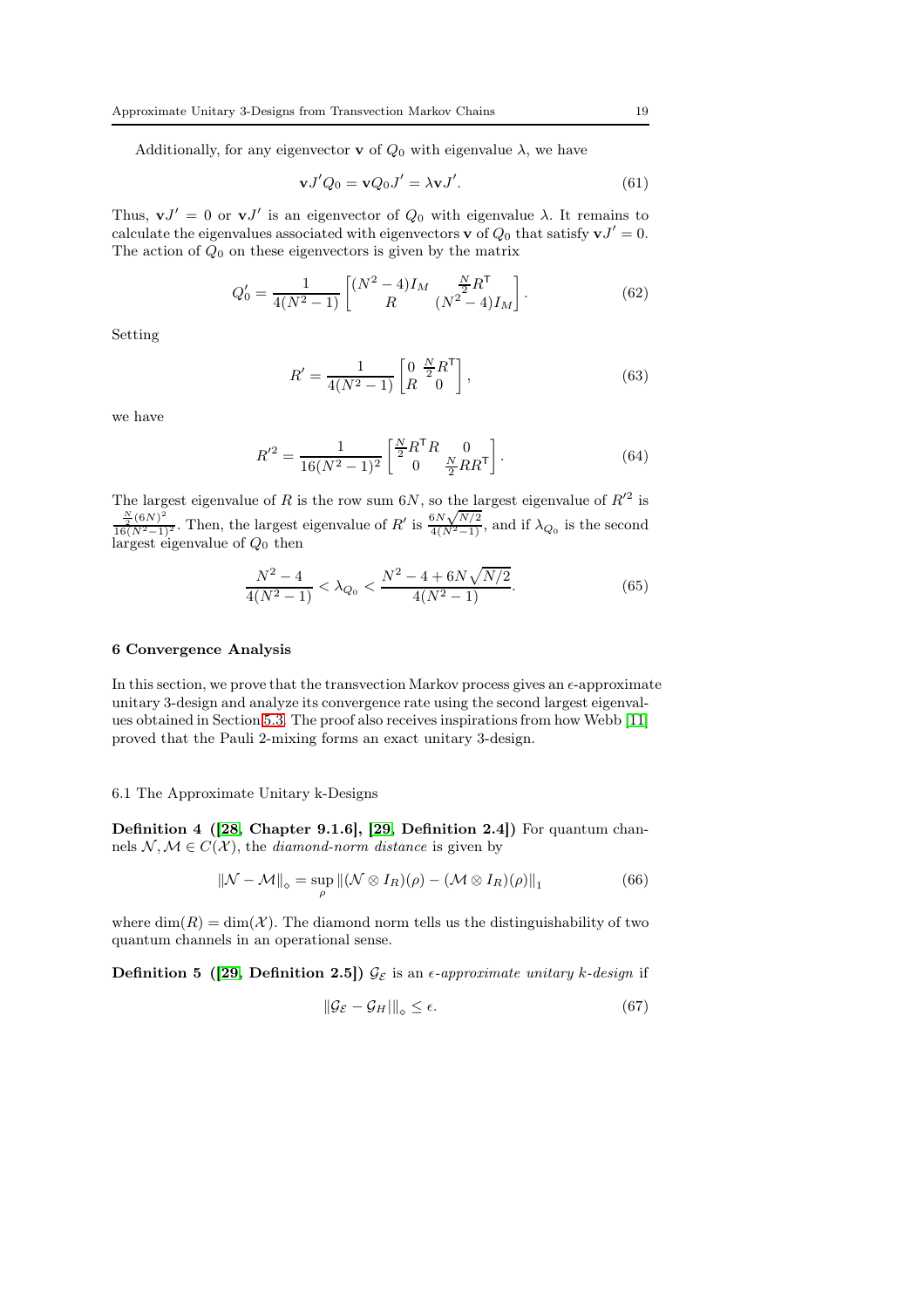Additionally, for any eigenvector $\mathbf{v}$ of $Q_0$ with eigenvalue $\lambda$, we have

$$\mathbf{v}J'Q_0 = \mathbf{v}Q_0J' = \lambda\mathbf{v}J'. \tag{61}$$

Thus, $\mathbf{v}J' = 0$ or $\mathbf{v}J'$ is an eigenvector of $Q_0$ with eigenvalue $\lambda$. It remains to calculate the eigenvalues associated with eigenvectors $\mathbf{v}$ of $Q_0$ that satisfy $\mathbf{v}J' = 0$. The action of $Q_0$ on these eigenvectors is given by the matrix

$$Q_0' = \frac{1}{4(N^2-1)}\begin{bmatrix}(N^2-4)I_M & \frac{N}{2}R^{\mathsf{T}} \\ R & (N^2-4)I_M\end{bmatrix}. \tag{62}$$

Setting

$$R' = \frac{1}{4(N^2-1)}\begin{bmatrix}0 & \frac{N}{2}R^{\mathsf{T}} \\ R & 0\end{bmatrix}, \tag{63}$$

we have

$$R'^2 = \frac{1}{16(N^2-1)^2}\begin{bmatrix}\frac{N}{2}R^{\mathsf{T}}R & 0 \\ 0 & \frac{N}{2}RR^{\mathsf{T}}\end{bmatrix}. \tag{64}$$

The largest eigenvalue of $R$ is the row sum $6N$, so the largest eigenvalue of $R'^2$ is $\frac{\frac{N}{2}(6N)^2}{16(N^2-1)^2}$. Then, the largest eigenvalue of $R'$ is $\frac{6N\sqrt{N/2}}{4(N^2-1)}$, and if $\lambda_{Q_0}$ is the second largest eigenvalue of $Q_0$ then

$$\frac{N^2-4}{4(N^2-1)} < \lambda_{Q_0} < \frac{N^2-4+6N\sqrt{N/2}}{4(N^2-1)}. \tag{65}$$

## 6 Convergence Analysis

In this section, we prove that the transvection Markov process gives an $\epsilon$-approximate unitary 3-design and analyze its convergence rate using the second largest eigenvalues obtained in Section 5.3. The proof also receives inspirations from how Webb [11] proved that the Pauli 2-mixing forms an exact unitary 3-design.

### 6.1 The Approximate Unitary k-Designs

**Definition 4 ([28, Chapter 9.1.6], [29, Definition 2.4])** For quantum channels $\mathcal{N}, \mathcal{M} \in C(\mathcal{X})$, the *diamond-norm distance* is given by

$$\|\mathcal{N} - \mathcal{M}\|_\diamond = \sup_\rho \|(\mathcal{N} \otimes I_R)(\rho) - (\mathcal{M} \otimes I_R)(\rho)\|_1 \tag{66}$$

where $\dim(R) = \dim(\mathcal{X})$. The diamond norm tells us the distinguishability of two quantum channels in an operational sense.

**Definition 5 ([29, Definition 2.5])** $\mathcal{G}_\mathcal{E}$ is an *$\epsilon$-approximate unitary $k$-design* if

$$\|\mathcal{G}_\mathcal{E} - \mathcal{G}_H\|\|_\diamond \leq \epsilon. \tag{67}$$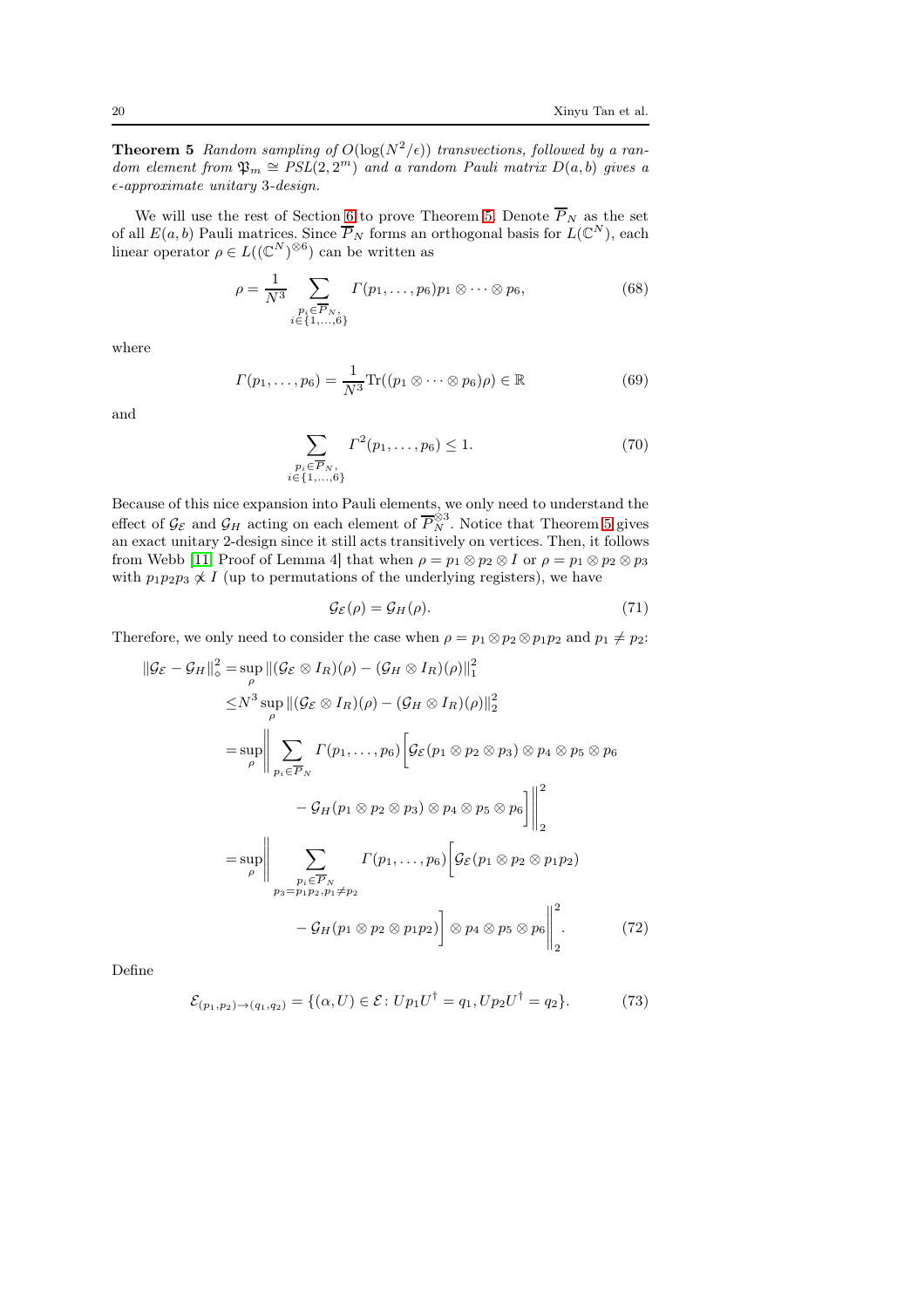**Theorem 5** *Random sampling of $O(\log(N^2/\epsilon))$ transvections, followed by a random element from $\mathfrak{P}_m \cong PSL(2, 2^m)$ and a random Pauli matrix $D(a, b)$ gives a $\epsilon$-approximate unitary 3-design.*

We will use the rest of Section 6 to prove Theorem 5. Denote $\overline{P}_N$ as the set of all $E(a, b)$ Pauli matrices. Since $\overline{P}_N$ forms an orthogonal basis for $L(\mathbb{C}^N)$, each linear operator $\rho \in L((\mathbb{C}^N)^{\otimes 6})$ can be written as

$$\rho = \frac{1}{N^3} \sum_{\substack{p_i \in \overline{P}_N, \\ i \in \{1,\ldots,6\}}} \Gamma(p_1, \ldots, p_6) p_1 \otimes \cdots \otimes p_6, \tag{68}$$

where

$$\Gamma(p_1, \ldots, p_6) = \frac{1}{N^3} \mathrm{Tr}((p_1 \otimes \cdots \otimes p_6)\rho) \in \mathbb{R} \tag{69}$$

and

$$\sum_{\substack{p_i \in \overline{P}_N, \\ i \in \{1,\ldots,6\}}} \Gamma^2(p_1, \ldots, p_6) \leq 1. \tag{70}$$

Because of this nice expansion into Pauli elements, we only need to understand the effect of $\mathcal{G}_\mathcal{E}$ and $\mathcal{G}_H$ acting on each element of $\overline{P}_N^{\otimes 3}$. Notice that Theorem 5 gives an exact unitary 2-design since it still acts transitively on vertices. Then, it follows from Webb [11, Proof of Lemma 4] that when $\rho = p_1 \otimes p_2 \otimes I$ or $\rho = p_1 \otimes p_2 \otimes p_3$ with $p_1 p_2 p_3 \not\propto I$ (up to permutations of the underlying registers), we have

$$\mathcal{G}_\mathcal{E}(\rho) = \mathcal{G}_H(\rho). \tag{71}$$

Therefore, we only need to consider the case when $\rho = p_1 \otimes p_2 \otimes p_1 p_2$ and $p_1 \neq p_2$:

$$\begin{aligned}
\|\mathcal{G}_\mathcal{E} - \mathcal{G}_H\|_\diamond^2 =& \sup_\rho \|(\mathcal{G}_\mathcal{E} \otimes I_R)(\rho) - (\mathcal{G}_H \otimes I_R)(\rho)\|_1^2 \\
\leq& N^3 \sup_\rho \|(\mathcal{G}_\mathcal{E} \otimes I_R)(\rho) - (\mathcal{G}_H \otimes I_R)(\rho)\|_2^2 \\
=& \sup_\rho \Bigg\| \sum_{p_i \in \overline{P}_N} \Gamma(p_1, \ldots, p_6) \Big[ \mathcal{G}_\mathcal{E}(p_1 \otimes p_2 \otimes p_3) \otimes p_4 \otimes p_5 \otimes p_6 \\
& \qquad - \mathcal{G}_H(p_1 \otimes p_2 \otimes p_3) \otimes p_4 \otimes p_5 \otimes p_6 \Big] \Bigg\|_2^2 \\
=& \sup_\rho \Bigg\| \sum_{\substack{p_i \in \overline{P}_N \\ p_3 = p_1 p_2, p_1 \neq p_2}} \Gamma(p_1, \ldots, p_6) \Big[ \mathcal{G}_\mathcal{E}(p_1 \otimes p_2 \otimes p_1 p_2) \\
& \qquad - \mathcal{G}_H(p_1 \otimes p_2 \otimes p_1 p_2) \Big] \otimes p_4 \otimes p_5 \otimes p_6 \Bigg\|_2^2.
\end{aligned} \tag{72}$$

Define

$$\mathcal{E}_{(p_1, p_2) \to (q_1, q_2)} = \{(\alpha, U) \in \mathcal{E} \colon U p_1 U^\dagger = q_1, U p_2 U^\dagger = q_2\}. \tag{73}$$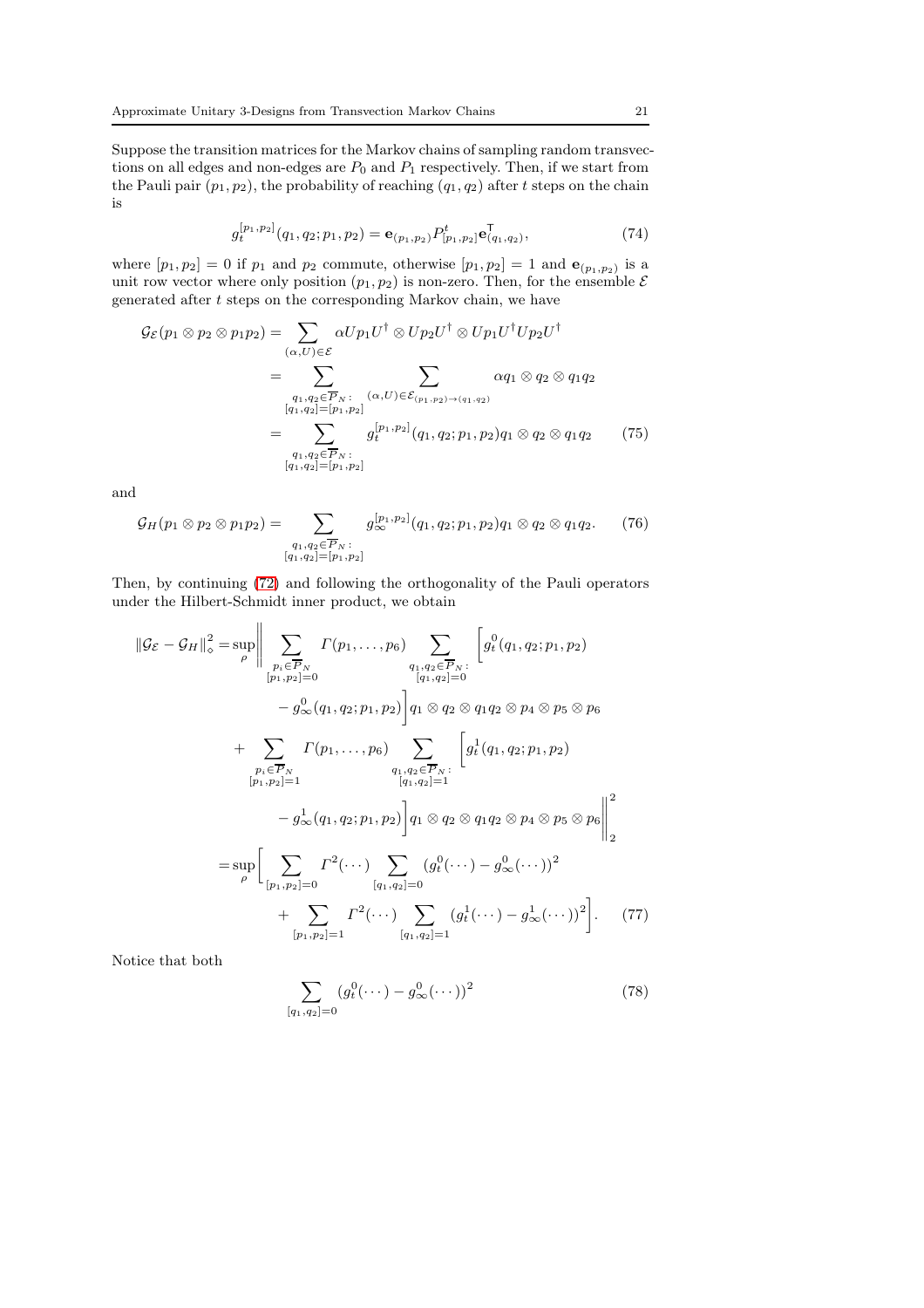Suppose the transition matrices for the Markov chains of sampling random transvections on all edges and non-edges are $P_0$ and $P_1$ respectively. Then, if we start from the Pauli pair $(p_1, p_2)$, the probability of reaching $(q_1, q_2)$ after $t$ steps on the chain is

$$g_t^{[p_1,p_2]}(q_1, q_2; p_1, p_2) = \mathbf{e}_{(p_1,p_2)} P_{[p_1,p_2]}^t \mathbf{e}_{(q_1,q_2)}^\mathsf{T}, \tag{74}$$

where $[p_1, p_2] = 0$ if $p_1$ and $p_2$ commute, otherwise $[p_1, p_2] = 1$ and $\mathbf{e}_{(p_1,p_2)}$ is a unit row vector where only position $(p_1, p_2)$ is non-zero. Then, for the ensemble $\mathcal{E}$ generated after $t$ steps on the corresponding Markov chain, we have

$$\begin{aligned}
\mathcal{G}_\mathcal{E}(p_1 \otimes p_2 \otimes p_1p_2) &= \sum_{(\alpha,U)\in\mathcal{E}} \alpha U p_1 U^\dagger \otimes U p_2 U^\dagger \otimes U p_1 U^\dagger U p_2 U^\dagger \\
&= \sum_{\substack{q_1,q_2\in\overline{P}_N: \\ [q_1,q_2]=[p_1,p_2]}} \sum_{(\alpha,U)\in\mathcal{E}_{(p_1,p_2)\to(q_1,q_2)}} \alpha q_1 \otimes q_2 \otimes q_1q_2 \\
&= \sum_{\substack{q_1,q_2\in\overline{P}_N: \\ [q_1,q_2]=[p_1,p_2]}} g_t^{[p_1,p_2]}(q_1, q_2; p_1, p_2) q_1 \otimes q_2 \otimes q_1q_2
\end{aligned} \tag{75}$$

and

$$\mathcal{G}_H(p_1 \otimes p_2 \otimes p_1p_2) = \sum_{\substack{q_1,q_2\in\overline{P}_N: \\ [q_1,q_2]=[p_1,p_2]}} g_\infty^{[p_1,p_2]}(q_1, q_2; p_1, p_2) q_1 \otimes q_2 \otimes q_1q_2. \tag{76}$$

Then, by continuing (72) and following the orthogonality of the Pauli operators under the Hilbert-Schmidt inner product, we obtain

$$\begin{aligned}
\|\mathcal{G}_\mathcal{E} - \mathcal{G}_H\|_\diamond^2 = \sup_\rho \Bigg\| &\sum_{\substack{p_i\in\overline{P}_N \\ [p_1,p_2]=0}} \Gamma(p_1,\ldots,p_6) \sum_{\substack{q_1,q_2\in\overline{P}_N: \\ [q_1,q_2]=0}} \Big[ g_t^0(q_1,q_2;p_1,p_2) \\
&\qquad - g_\infty^0(q_1,q_2;p_1,p_2) \Big] q_1 \otimes q_2 \otimes q_1q_2 \otimes p_4 \otimes p_5 \otimes p_6 \\
&+ \sum_{\substack{p_i\in\overline{P}_N \\ [p_1,p_2]=1}} \Gamma(p_1,\ldots,p_6) \sum_{\substack{q_1,q_2\in\overline{P}_N: \\ [q_1,q_2]=1}} \Big[ g_t^1(q_1,q_2;p_1,p_2) \\
&\qquad - g_\infty^1(q_1,q_2;p_1,p_2) \Big] q_1 \otimes q_2 \otimes q_1q_2 \otimes p_4 \otimes p_5 \otimes p_6 \Bigg\|_2^2 \\
= \sup_\rho \Bigg[ &\sum_{[p_1,p_2]=0} \Gamma^2(\cdots) \sum_{[q_1,q_2]=0} \left(g_t^0(\cdots) - g_\infty^0(\cdots)\right)^2 \\
&+ \sum_{[p_1,p_2]=1} \Gamma^2(\cdots) \sum_{[q_1,q_2]=1} \left(g_t^1(\cdots) - g_\infty^1(\cdots)\right)^2 \Bigg].
\end{aligned} \tag{77}$$

Notice that both

$$\sum_{[q_1,q_2]=0} \left(g_t^0(\cdots) - g_\infty^0(\cdots)\right)^2 \tag{78}$$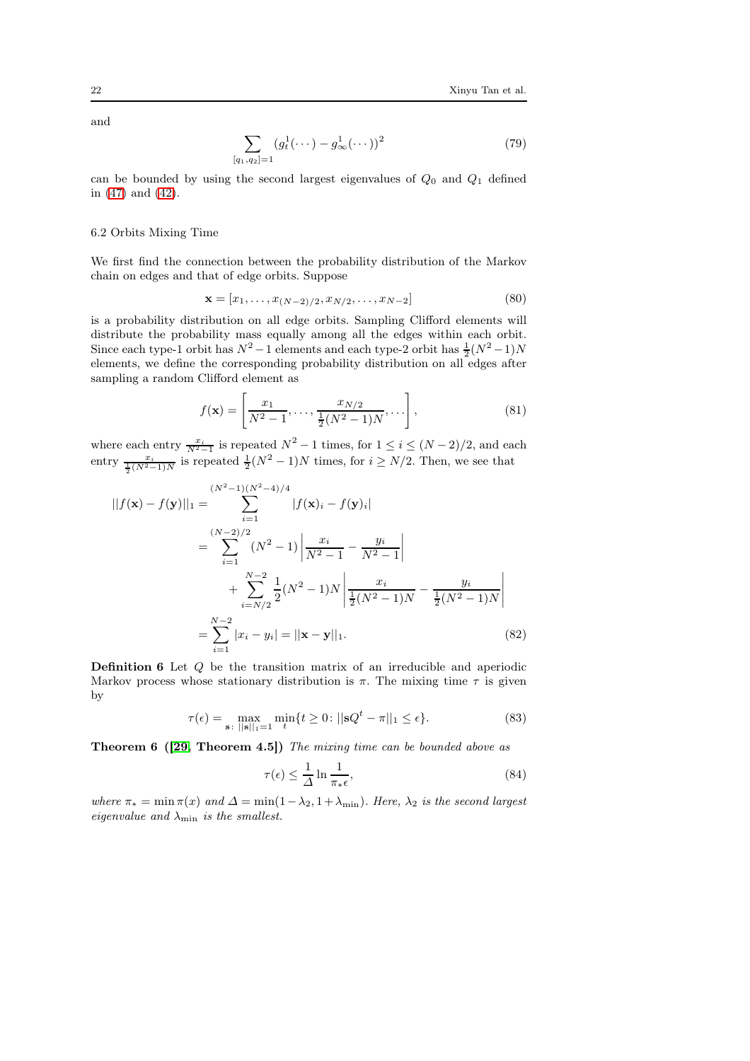and

$$\sum_{[q_1,q_2]=1} (g_t^1(\cdots) - g_\infty^1(\cdots))^2 \tag{79}$$

can be bounded by using the second largest eigenvalues of $Q_0$ and $Q_1$ defined in (47) and (42).

### 6.2 Orbits Mixing Time

We first find the connection between the probability distribution of the Markov chain on edges and that of edge orbits. Suppose

$$\mathbf{x} = [x_1, \ldots, x_{(N-2)/2}, x_{N/2}, \ldots, x_{N-2}] \tag{80}$$

is a probability distribution on all edge orbits. Sampling Clifford elements will distribute the probability mass equally among all the edges within each orbit. Since each type-1 orbit has $N^2-1$ elements and each type-2 orbit has $\frac{1}{2}(N^2-1)N$ elements, we define the corresponding probability distribution on all edges after sampling a random Clifford element as

$$f(\mathbf{x}) = \left[\frac{x_1}{N^2-1}, \ldots, \frac{x_{N/2}}{\frac{1}{2}(N^2-1)N}, \ldots\right], \tag{81}$$

where each entry $\frac{x_i}{N^2-1}$ is repeated $N^2-1$ times, for $1 \le i \le (N-2)/2$, and each entry $\frac{x_i}{\frac{1}{2}(N^2-1)N}$ is repeated $\frac{1}{2}(N^2-1)N$ times, for $i \ge N/2$. Then, we see that

$$\begin{aligned}
||f(\mathbf{x}) - f(\mathbf{y})||_1 &= \sum_{i=1}^{(N^2-1)(N^2-4)/4} |f(\mathbf{x})_i - f(\mathbf{y})_i| \\
&= \sum_{i=1}^{(N-2)/2} (N^2-1)\left|\frac{x_i}{N^2-1} - \frac{y_i}{N^2-1}\right| \\
&\quad + \sum_{i=N/2}^{N-2} \frac{1}{2}(N^2-1)N \left|\frac{x_i}{\frac{1}{2}(N^2-1)N} - \frac{y_i}{\frac{1}{2}(N^2-1)N}\right| \\
&= \sum_{i=1}^{N-2} |x_i - y_i| = ||\mathbf{x} - \mathbf{y}||_1.
\end{aligned} \tag{82}$$

**Definition 6** Let $Q$ be the transition matrix of an irreducible and aperiodic Markov process whose stationary distribution is $\pi$. The mixing time $\tau$ is given by

$$\tau(\epsilon) = \max_{\mathbf{s}\colon ||\mathbf{s}||_1=1} \min_t \{t \ge 0 \colon ||\mathbf{s}Q^t - \pi||_1 \le \epsilon\}. \tag{83}$$

**Theorem 6 ([29, Theorem 4.5])** *The mixing time can be bounded above as*

$$\tau(\epsilon) \le \frac{1}{\Delta} \ln \frac{1}{\pi_* \epsilon}, \tag{84}$$

*where $\pi_* = \min \pi(x)$ and $\Delta = \min(1-\lambda_2, 1+\lambda_{\min})$. Here, $\lambda_2$ is the second largest eigenvalue and $\lambda_{\min}$ is the smallest.*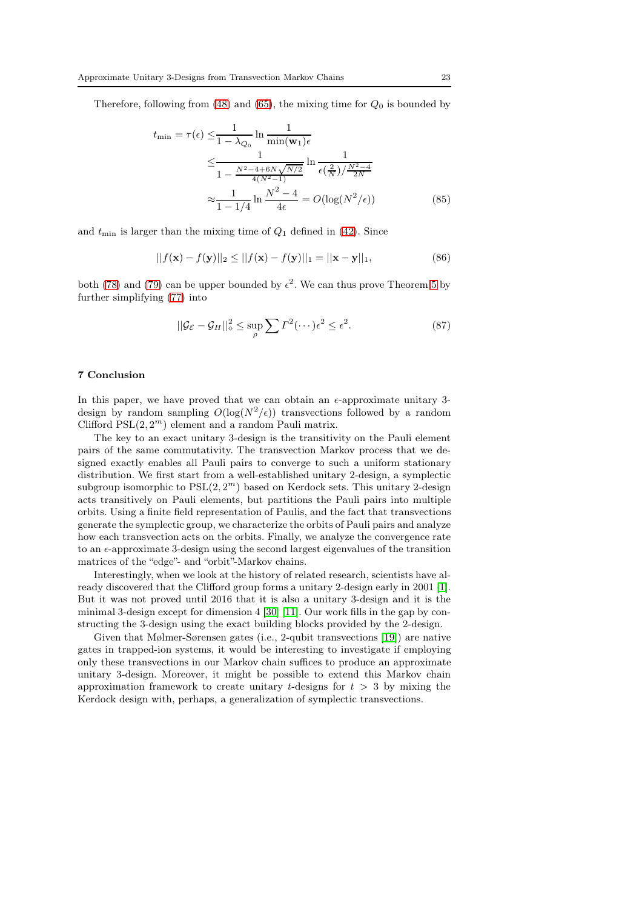Therefore, following from (48) and (65), the mixing time for $Q_0$ is bounded by

$$
\begin{aligned}
t_{\min} = \tau(\epsilon) \leq & \frac{1}{1-\lambda_{Q_0}} \ln \frac{1}{\min(\mathbf{w}_1)\epsilon} \\
\leq & \frac{1}{1-\frac{N^2-4+6N\sqrt{N/2}}{4(N^2-1)}} \ln \frac{1}{\epsilon(\frac{2}{N})/\frac{N^2-4}{2N}} \\
\approx & \frac{1}{1-1/4} \ln \frac{N^2-4}{4\epsilon} = O(\log(N^2/\epsilon))
\end{aligned}
\tag{85}
$$

and $t_{\min}$ is larger than the mixing time of $Q_1$ defined in (42). Since

$$
||f(\mathbf{x}) - f(\mathbf{y})||_2 \leq ||f(\mathbf{x}) - f(\mathbf{y})||_1 = ||\mathbf{x} - \mathbf{y}||_1, \tag{86}
$$

both (78) and (79) can be upper bounded by $\epsilon^2$. We can thus prove Theorem 5 by further simplifying (77) into

$$
||\mathcal{G}_{\mathcal{E}} - \mathcal{G}_H||_\diamond^2 \leq \sup_\rho \sum \Gamma^2(\cdots)\epsilon^2 \leq \epsilon^2. \tag{87}
$$

## 7 Conclusion

In this paper, we have proved that we can obtain an $\epsilon$-approximate unitary 3-design by random sampling $O(\log(N^2/\epsilon))$ transvections followed by a random Clifford $\mathrm{PSL}(2, 2^m)$ element and a random Pauli matrix.

The key to an exact unitary 3-design is the transitivity on the Pauli element pairs of the same commutativity. The transvection Markov process that we designed exactly enables all Pauli pairs to converge to such a uniform stationary distribution. We first start from a well-established unitary 2-design, a symplectic subgroup isomorphic to $\mathrm{PSL}(2, 2^m)$ based on Kerdock sets. This unitary 2-design acts transitively on Pauli elements, but partitions the Pauli pairs into multiple orbits. Using a finite field representation of Paulis, and the fact that transvections generate the symplectic group, we characterize the orbits of Pauli pairs and analyze how each transvection acts on the orbits. Finally, we analyze the convergence rate to an $\epsilon$-approximate 3-design using the second largest eigenvalues of the transition matrices of the "edge"- and "orbit"-Markov chains.

Interestingly, when we look at the history of related research, scientists have already discovered that the Clifford group forms a unitary 2-design early in 2001 [1]. But it was not proved until 2016 that it is also a unitary 3-design and it is the minimal 3-design except for dimension 4 [30] [11]. Our work fills in the gap by constructing the 3-design using the exact building blocks provided by the 2-design.

Given that Mølmer-Sørensen gates (i.e., 2-qubit transvections [19]) are native gates in trapped-ion systems, it would be interesting to investigate if employing only these transvections in our Markov chain suffices to produce an approximate unitary 3-design. Moreover, it might be possible to extend this Markov chain approximation framework to create unitary $t$-designs for $t > 3$ by mixing the Kerdock design with, perhaps, a generalization of symplectic transvections.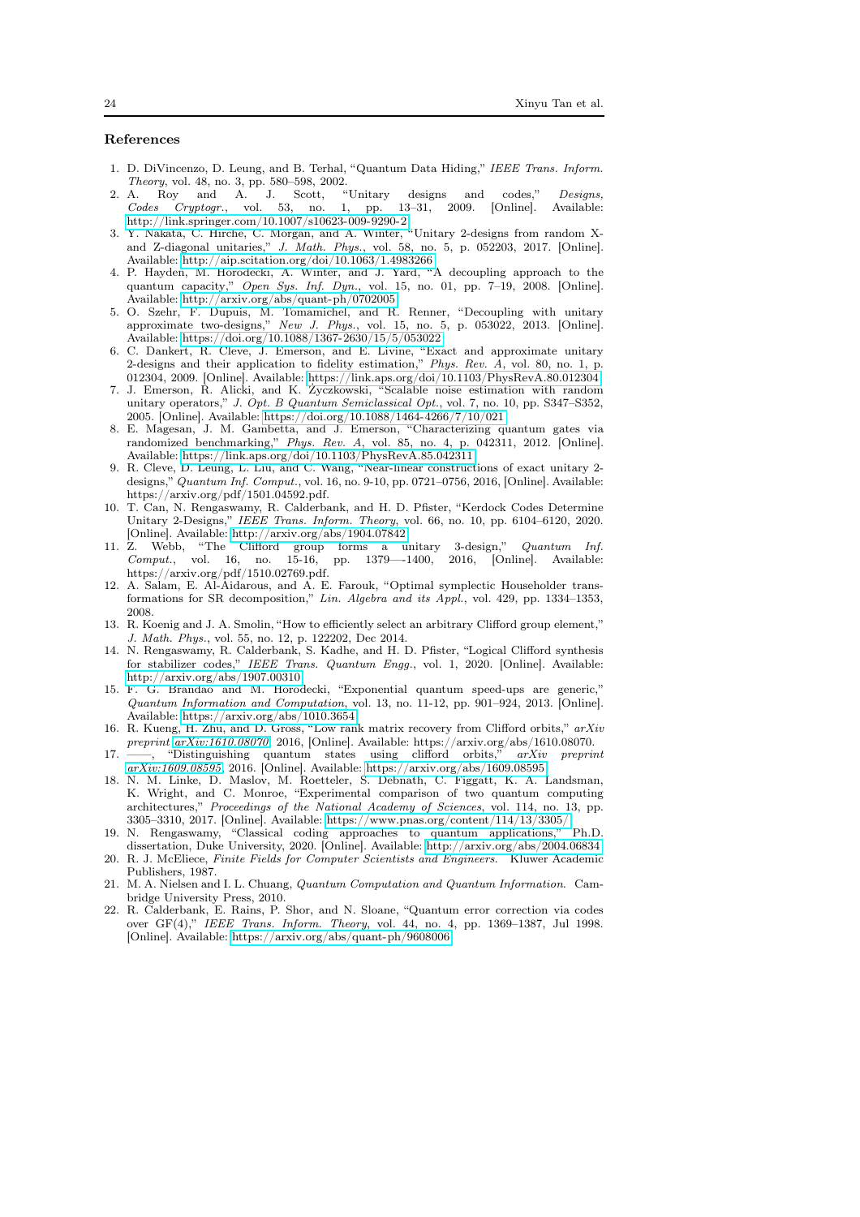## References

1. D. DiVincenzo, D. Leung, and B. Terhal, "Quantum Data Hiding," *IEEE Trans. Inform. Theory*, vol. 48, no. 3, pp. 580–598, 2002.
2. A. Roy and A. J. Scott, "Unitary designs and codes," *Designs, Codes Cryptogr.*, vol. 53, no. 1, pp. 13–31, 2009. [Online]. Available: http://link.springer.com/10.1007/s10623-009-9290-2
3. Y. Nakata, C. Hirche, C. Morgan, and A. Winter, "Unitary 2-designs from random X- and Z-diagonal unitaries," *J. Math. Phys.*, vol. 58, no. 5, p. 052203, 2017. [Online]. Available: http://aip.scitation.org/doi/10.1063/1.4983266
4. P. Hayden, M. Horodecki, A. Winter, and J. Yard, "A decoupling approach to the quantum capacity," *Open Sys. Inf. Dyn.*, vol. 15, no. 01, pp. 7–19, 2008. [Online]. Available: http://arxiv.org/abs/quant-ph/0702005
5. O. Szehr, F. Dupuis, M. Tomamichel, and R. Renner, "Decoupling with unitary approximate two-designs," *New J. Phys.*, vol. 15, no. 5, p. 053022, 2013. [Online]. Available: https://doi.org/10.1088/1367-2630/15/5/053022
6. C. Dankert, R. Cleve, J. Emerson, and E. Livine, "Exact and approximate unitary 2-designs and their application to fidelity estimation," *Phys. Rev. A*, vol. 80, no. 1, p. 012304, 2009. [Online]. Available: https://link.aps.org/doi/10.1103/PhysRevA.80.012304
7. J. Emerson, R. Alicki, and K. Życzkowski, "Scalable noise estimation with random unitary operators," *J. Opt. B Quantum Semiclassical Opt.*, vol. 7, no. 10, pp. S347–S352, 2005. [Online]. Available: https://doi.org/10.1088/1464-4266/7/10/021
8. E. Magesan, J. M. Gambetta, and J. Emerson, "Characterizing quantum gates via randomized benchmarking," *Phys. Rev. A*, vol. 85, no. 4, p. 042311, 2012. [Online]. Available: https://link.aps.org/doi/10.1103/PhysRevA.85.042311
9. R. Cleve, D. Leung, L. Liu, and C. Wang, "Near-linear constructions of exact unitary 2-designs," *Quantum Inf. Comput.*, vol. 16, no. 9-10, pp. 0721–0756, 2016, [Online]. Available: https://arxiv.org/pdf/1501.04592.pdf.
10. T. Can, N. Rengaswamy, R. Calderbank, and H. D. Pfister, "Kerdock Codes Determine Unitary 2-Designs," *IEEE Trans. Inform. Theory*, vol. 66, no. 10, pp. 6104–6120, 2020. [Online]. Available: http://arxiv.org/abs/1904.07842
11. Z. Webb, "The Clifford group forms a unitary 3-design," *Quantum Inf. Comput.*, vol. 16, no. 15-16, pp. 1379—-1400, 2016, [Online]. Available: https://arxiv.org/pdf/1510.02769.pdf.
12. A. Salam, E. Al-Aidarous, and A. E. Farouk, "Optimal symplectic Householder transformations for SR decomposition," *Lin. Algebra and its Appl.*, vol. 429, pp. 1334–1353, 2008.
13. R. Koenig and J. A. Smolin, "How to efficiently select an arbitrary Clifford group element," *J. Math. Phys.*, vol. 55, no. 12, p. 122202, Dec 2014.
14. N. Rengaswamy, R. Calderbank, S. Kadhe, and H. D. Pfister, "Logical Clifford synthesis for stabilizer codes," *IEEE Trans. Quantum Engg.*, vol. 1, 2020. [Online]. Available: http://arxiv.org/abs/1907.00310
15. F. G. Brandao and M. Horodecki, "Exponential quantum speed-ups are generic," *Quantum Information and Computation*, vol. 13, no. 11-12, pp. 901–924, 2013. [Online]. Available: https://arxiv.org/abs/1010.3654
16. R. Kueng, H. Zhu, and D. Gross, "Low rank matrix recovery from Clifford orbits," *arXiv preprint arXiv:1610.08070*, 2016, [Online]. Available: https://arxiv.org/abs/1610.08070.
17. ——, "Distinguishing quantum states using clifford orbits," *arXiv preprint arXiv:1609.08595*, 2016. [Online]. Available: https://arxiv.org/abs/1609.08595
18. N. M. Linke, D. Maslov, M. Roetteler, S. Debnath, C. Figgatt, K. A. Landsman, K. Wright, and C. Monroe, "Experimental comparison of two quantum computing architectures," *Proceedings of the National Academy of Sciences*, vol. 114, no. 13, pp. 3305–3310, 2017. [Online]. Available: https://www.pnas.org/content/114/13/3305/
19. N. Rengaswamy, "Classical coding approaches to quantum applications," Ph.D. dissertation, Duke University, 2020. [Online]. Available: http://arxiv.org/abs/2004.06834
20. R. J. McEliece, *Finite Fields for Computer Scientists and Engineers*. Kluwer Academic Publishers, 1987.
21. M. A. Nielsen and I. L. Chuang, *Quantum Computation and Quantum Information*. Cambridge University Press, 2010.
22. R. Calderbank, E. Rains, P. Shor, and N. Sloane, "Quantum error correction via codes over GF(4)," *IEEE Trans. Inform. Theory*, vol. 44, no. 4, pp. 1369–1387, Jul 1998. [Online]. Available: https://arxiv.org/abs/quant-ph/9608006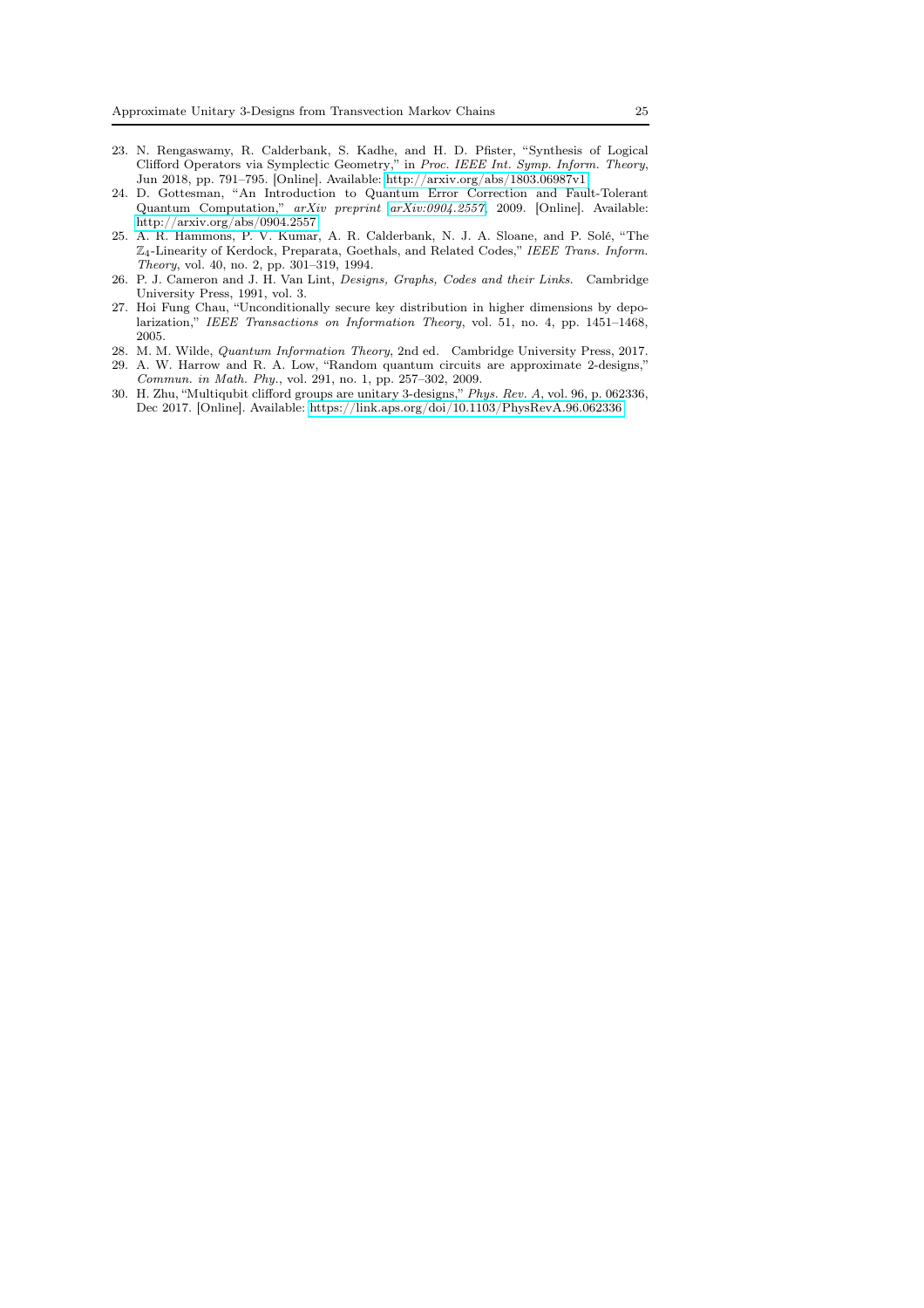23. N. Rengaswamy, R. Calderbank, S. Kadhe, and H. D. Pfister, "Synthesis of Logical Clifford Operators via Symplectic Geometry," in *Proc. IEEE Int. Symp. Inform. Theory*, Jun 2018, pp. 791–795. [Online]. Available: http://arxiv.org/abs/1803.06987v1
24. D. Gottesman, "An Introduction to Quantum Error Correction and Fault-Tolerant Quantum Computation," *arXiv preprint arXiv:0904.2557*, 2009. [Online]. Available: http://arxiv.org/abs/0904.2557
25. A. R. Hammons, P. V. Kumar, A. R. Calderbank, N. J. A. Sloane, and P. Solé, "The $\mathbb{Z}_4$-Linearity of Kerdock, Preparata, Goethals, and Related Codes," *IEEE Trans. Inform. Theory*, vol. 40, no. 2, pp. 301–319, 1994.
26. P. J. Cameron and J. H. Van Lint, *Designs, Graphs, Codes and their Links.* Cambridge University Press, 1991, vol. 3.
27. Hoi Fung Chau, "Unconditionally secure key distribution in higher dimensions by depolarization," *IEEE Transactions on Information Theory*, vol. 51, no. 4, pp. 1451–1468, 2005.
28. M. M. Wilde, *Quantum Information Theory*, 2nd ed. Cambridge University Press, 2017.
29. A. W. Harrow and R. A. Low, "Random quantum circuits are approximate 2-designs," *Commun. in Math. Phy.*, vol. 291, no. 1, pp. 257–302, 2009.
30. H. Zhu, "Multiqubit clifford groups are unitary 3-designs," *Phys. Rev. A*, vol. 96, p. 062336, Dec 2017. [Online]. Available: https://link.aps.org/doi/10.1103/PhysRevA.96.062336